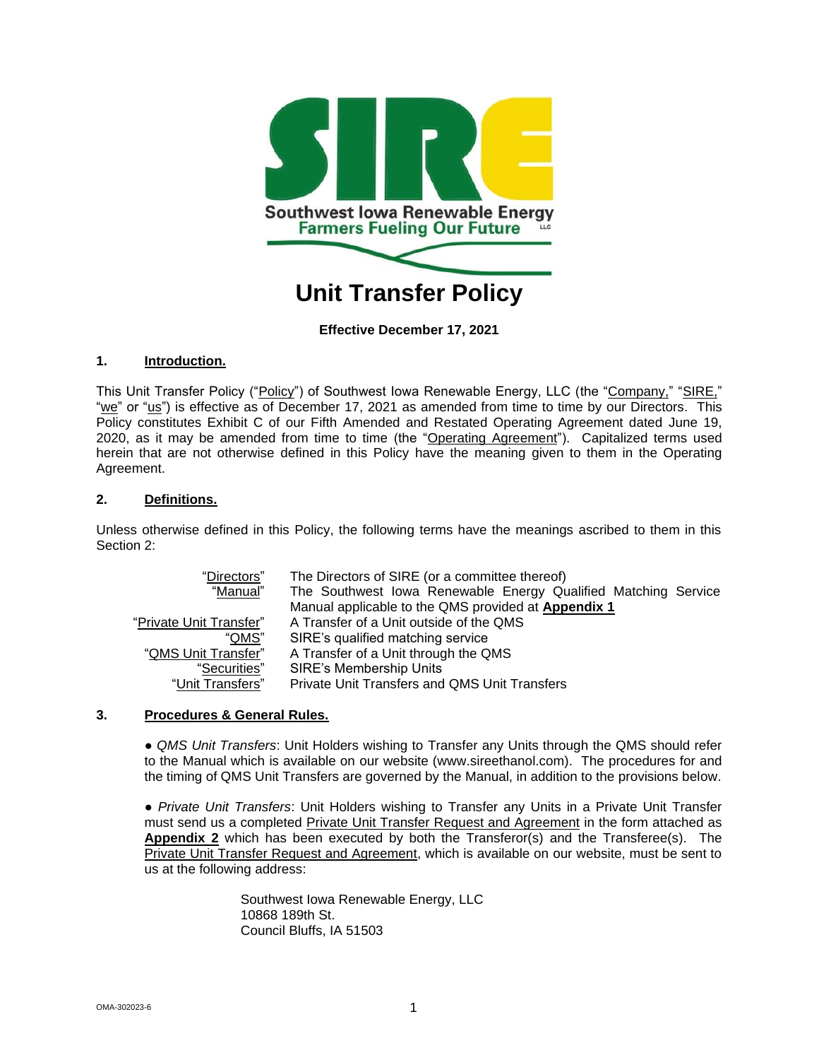# Unit Transfer Policy

**Effective December 17, 2021**

## 1. Introduction.

This Unit Transfer Policy ("Policy") of Southwest Iowa Renewable Energy, LLC (the "Company," "SIRE," "we" or "us") is effective as of December 17, 2021 as amended from time to time by our Directors. This Policy constitutes Exhibit C of our Fifth Amended and Restated Operating Agreement dated June 19, 2020, as it may be amended from time to time (the "Operating Agreement"). Capitalized terms used herein that are not otherwise defined in this Policy have the meaning given to them in the Operating Agreement.

## 2. Definitions.

Unless otherwise defined in this Policy, the following terms have the meanings ascribed to them in this Section 2:

| Term | Meaning |
|---|---|
| "Directors" | The Directors of SIRE (or a committee thereof) |
| "Manual" | The Southwest Iowa Renewable Energy Qualified Matching Service Manual applicable to the QMS provided at **Appendix 1** |
| "Private Unit Transfer" | A Transfer of a Unit outside of the QMS |
| "QMS" | SIRE's qualified matching service |
| "QMS Unit Transfer" | A Transfer of a Unit through the QMS |
| "Securities" | SIRE's Membership Units |
| "Unit Transfers" | Private Unit Transfers and QMS Unit Transfers |

## 3. Procedures & General Rules.

- *QMS Unit Transfers*: Unit Holders wishing to Transfer any Units through the QMS should refer to the Manual which is available on our website (www.sireethanol.com). The procedures for and the timing of QMS Unit Transfers are governed by the Manual, in addition to the provisions below.

- *Private Unit Transfers*: Unit Holders wishing to Transfer any Units in a Private Unit Transfer must send us a completed Private Unit Transfer Request and Agreement in the form attached as **Appendix 2** which has been executed by both the Transferor(s) and the Transferee(s). The Private Unit Transfer Request and Agreement, which is available on our website, must be sent to us at the following address:

  Southwest Iowa Renewable Energy, LLC
  10868 189th St.
  Council Bluffs, IA 51503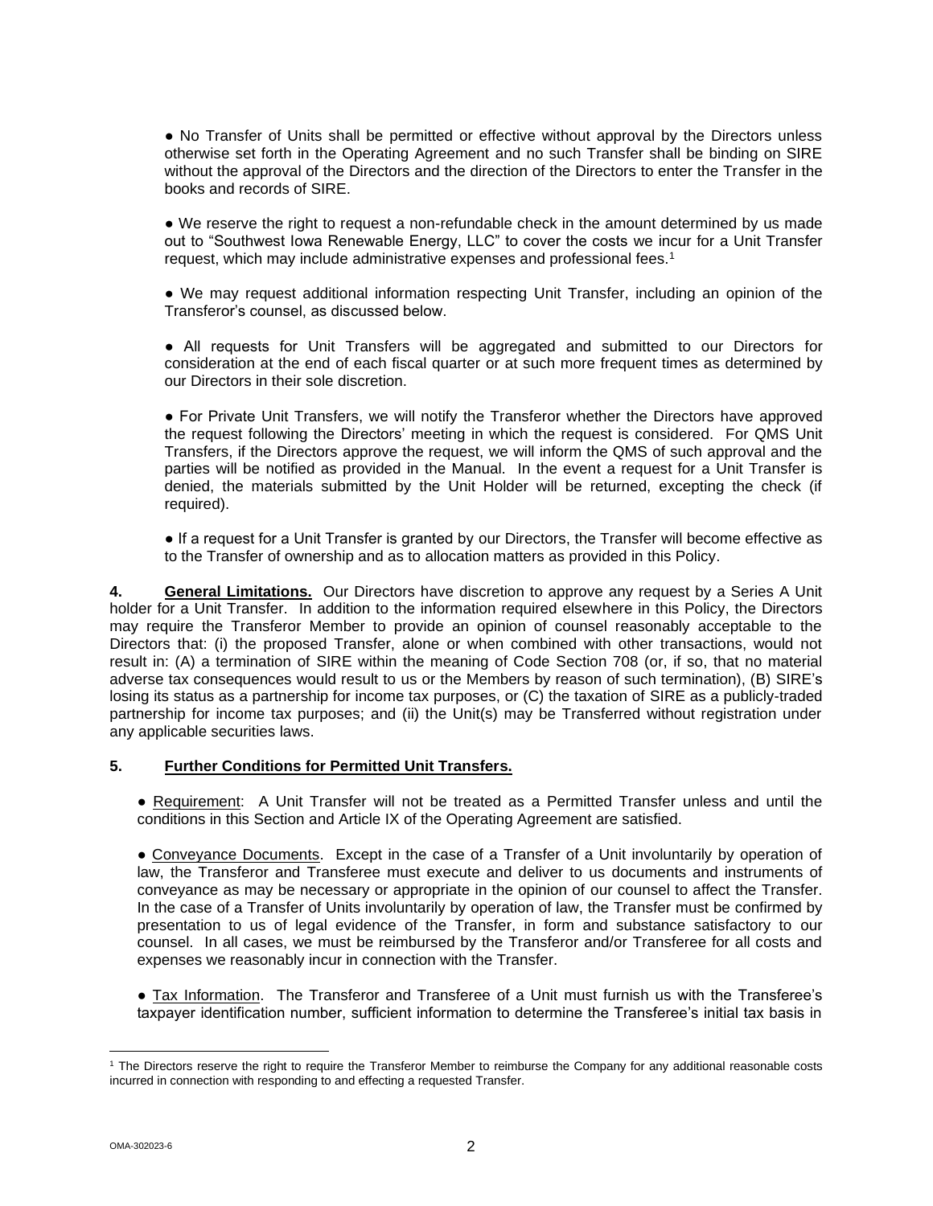● No Transfer of Units shall be permitted or effective without approval by the Directors unless otherwise set forth in the Operating Agreement and no such Transfer shall be binding on SIRE without the approval of the Directors and the direction of the Directors to enter the Transfer in the books and records of SIRE.

● We reserve the right to request a non-refundable check in the amount determined by us made out to "Southwest Iowa Renewable Energy, LLC" to cover the costs we incur for a Unit Transfer request, which may include administrative expenses and professional fees.[1]

● We may request additional information respecting Unit Transfer, including an opinion of the Transferor's counsel, as discussed below.

● All requests for Unit Transfers will be aggregated and submitted to our Directors for consideration at the end of each fiscal quarter or at such more frequent times as determined by our Directors in their sole discretion.

● For Private Unit Transfers, we will notify the Transferor whether the Directors have approved the request following the Directors' meeting in which the request is considered. For QMS Unit Transfers, if the Directors approve the request, we will inform the QMS of such approval and the parties will be notified as provided in the Manual. In the event a request for a Unit Transfer is denied, the materials submitted by the Unit Holder will be returned, excepting the check (if required).

● If a request for a Unit Transfer is granted by our Directors, the Transfer will become effective as to the Transfer of ownership and as to allocation matters as provided in this Policy.

**4. General Limitations.** Our Directors have discretion to approve any request by a Series A Unit holder for a Unit Transfer. In addition to the information required elsewhere in this Policy, the Directors may require the Transferor Member to provide an opinion of counsel reasonably acceptable to the Directors that: (i) the proposed Transfer, alone or when combined with other transactions, would not result in: (A) a termination of SIRE within the meaning of Code Section 708 (or, if so, that no material adverse tax consequences would result to us or the Members by reason of such termination), (B) SIRE's losing its status as a partnership for income tax purposes, or (C) the taxation of SIRE as a publicly-traded partnership for income tax purposes; and (ii) the Unit(s) may be Transferred without registration under any applicable securities laws.

**5. Further Conditions for Permitted Unit Transfers.**

● Requirement: A Unit Transfer will not be treated as a Permitted Transfer unless and until the conditions in this Section and Article IX of the Operating Agreement are satisfied.

● Conveyance Documents. Except in the case of a Transfer of a Unit involuntarily by operation of law, the Transferor and Transferee must execute and deliver to us documents and instruments of conveyance as may be necessary or appropriate in the opinion of our counsel to affect the Transfer. In the case of a Transfer of Units involuntarily by operation of law, the Transfer must be confirmed by presentation to us of legal evidence of the Transfer, in form and substance satisfactory to our counsel. In all cases, we must be reimbursed by the Transferor and/or Transferee for all costs and expenses we reasonably incur in connection with the Transfer.

● Tax Information. The Transferor and Transferee of a Unit must furnish us with the Transferee's taxpayer identification number, sufficient information to determine the Transferee's initial tax basis in

[1] The Directors reserve the right to require the Transferor Member to reimburse the Company for any additional reasonable costs incurred in connection with responding to and effecting a requested Transfer.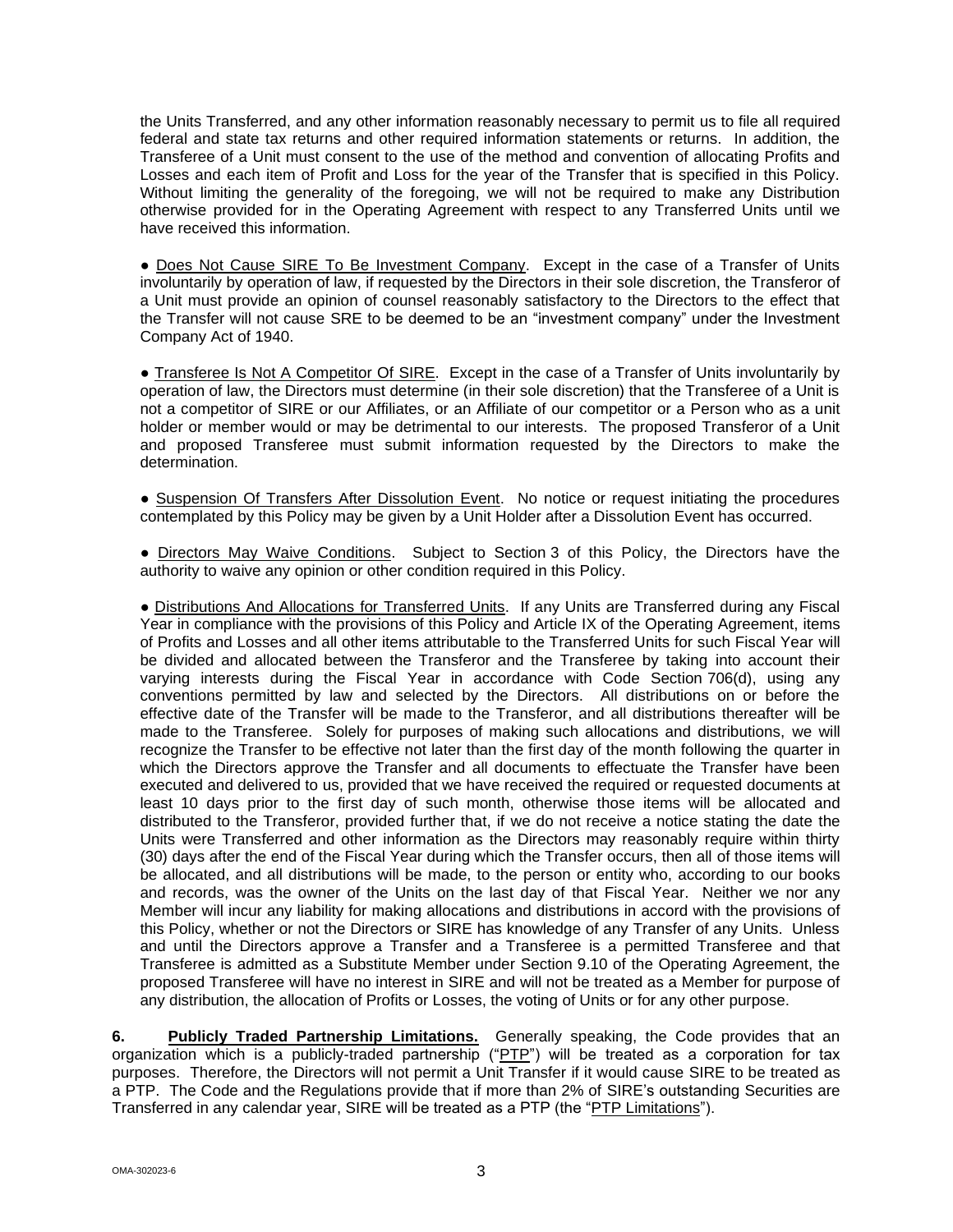the Units Transferred, and any other information reasonably necessary to permit us to file all required federal and state tax returns and other required information statements or returns. In addition, the Transferee of a Unit must consent to the use of the method and convention of allocating Profits and Losses and each item of Profit and Loss for the year of the Transfer that is specified in this Policy. Without limiting the generality of the foregoing, we will not be required to make any Distribution otherwise provided for in the Operating Agreement with respect to any Transferred Units until we have received this information.

● <u>Does Not Cause SIRE To Be Investment Company</u>. Except in the case of a Transfer of Units involuntarily by operation of law, if requested by the Directors in their sole discretion, the Transferor of a Unit must provide an opinion of counsel reasonably satisfactory to the Directors to the effect that the Transfer will not cause SRE to be deemed to be an "investment company" under the Investment Company Act of 1940.

● <u>Transferee Is Not A Competitor Of SIRE</u>. Except in the case of a Transfer of Units involuntarily by operation of law, the Directors must determine (in their sole discretion) that the Transferee of a Unit is not a competitor of SIRE or our Affiliates, or an Affiliate of our competitor or a Person who as a unit holder or member would or may be detrimental to our interests. The proposed Transferor of a Unit and proposed Transferee must submit information requested by the Directors to make the determination.

● <u>Suspension Of Transfers After Dissolution Event</u>. No notice or request initiating the procedures contemplated by this Policy may be given by a Unit Holder after a Dissolution Event has occurred.

● <u>Directors May Waive Conditions</u>. Subject to Section 3 of this Policy, the Directors have the authority to waive any opinion or other condition required in this Policy.

● <u>Distributions And Allocations for Transferred Units</u>. If any Units are Transferred during any Fiscal Year in compliance with the provisions of this Policy and Article IX of the Operating Agreement, items of Profits and Losses and all other items attributable to the Transferred Units for such Fiscal Year will be divided and allocated between the Transferor and the Transferee by taking into account their varying interests during the Fiscal Year in accordance with Code Section 706(d), using any conventions permitted by law and selected by the Directors. All distributions on or before the effective date of the Transfer will be made to the Transferor, and all distributions thereafter will be made to the Transferee. Solely for purposes of making such allocations and distributions, we will recognize the Transfer to be effective not later than the first day of the month following the quarter in which the Directors approve the Transfer and all documents to effectuate the Transfer have been executed and delivered to us, provided that we have received the required or requested documents at least 10 days prior to the first day of such month, otherwise those items will be allocated and distributed to the Transferor, provided further that, if we do not receive a notice stating the date the Units were Transferred and other information as the Directors may reasonably require within thirty (30) days after the end of the Fiscal Year during which the Transfer occurs, then all of those items will be allocated, and all distributions will be made, to the person or entity who, according to our books and records, was the owner of the Units on the last day of that Fiscal Year. Neither we nor any Member will incur any liability for making allocations and distributions in accord with the provisions of this Policy, whether or not the Directors or SIRE has knowledge of any Transfer of any Units. Unless and until the Directors approve a Transfer and a Transferee is a permitted Transferee and that Transferee is admitted as a Substitute Member under Section 9.10 of the Operating Agreement, the proposed Transferee will have no interest in SIRE and will not be treated as a Member for purpose of any distribution, the allocation of Profits or Losses, the voting of Units or for any other purpose.

**6. <u>Publicly Traded Partnership Limitations.</u>** Generally speaking, the Code provides that an organization which is a publicly-traded partnership ("<u>PTP</u>") will be treated as a corporation for tax purposes. Therefore, the Directors will not permit a Unit Transfer if it would cause SIRE to be treated as a PTP. The Code and the Regulations provide that if more than 2% of SIRE's outstanding Securities are Transferred in any calendar year, SIRE will be treated as a PTP (the "<u>PTP Limitations</u>").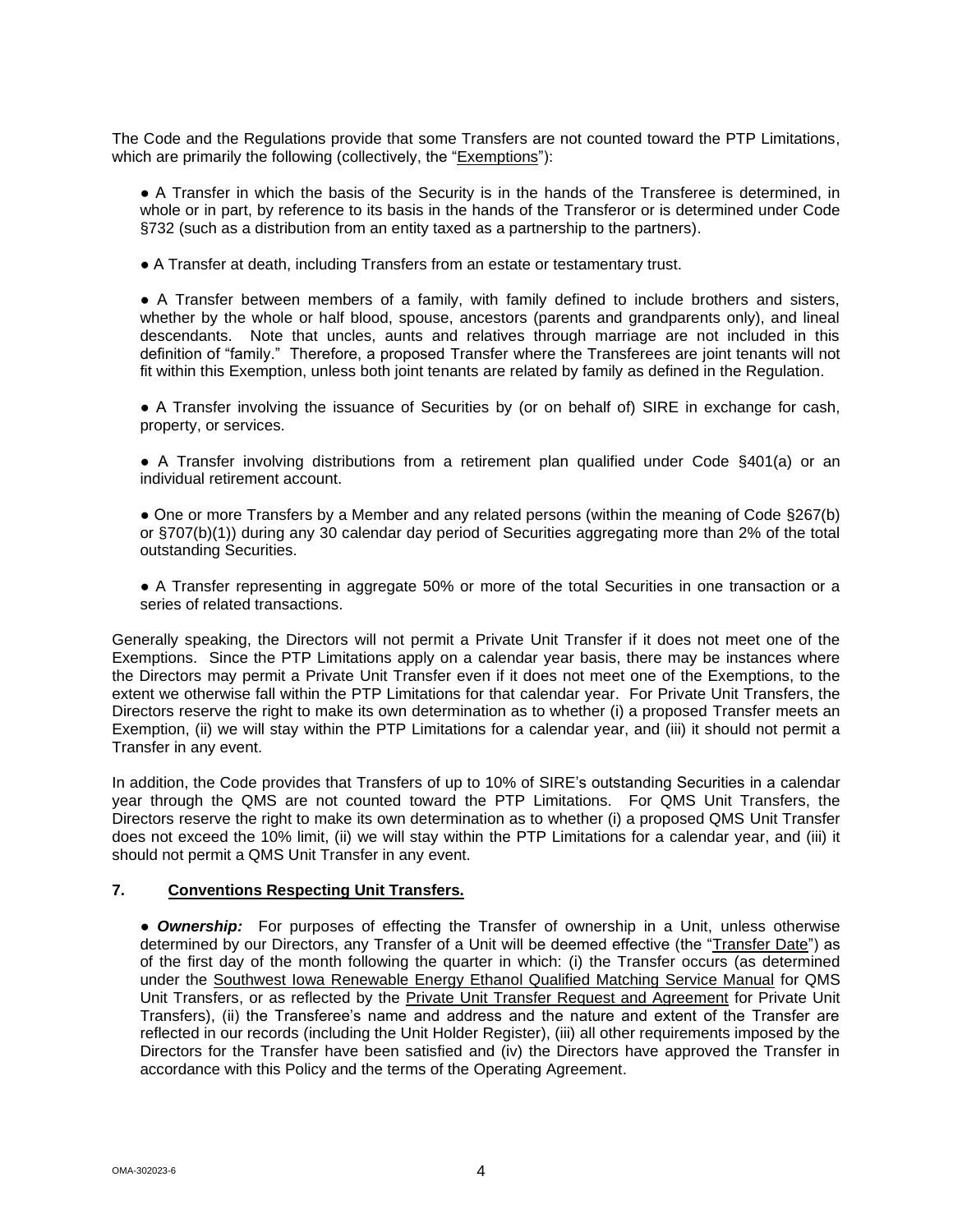The Code and the Regulations provide that some Transfers are not counted toward the PTP Limitations, which are primarily the following (collectively, the "Exemptions"):

- A Transfer in which the basis of the Security is in the hands of the Transferee is determined, in whole or in part, by reference to its basis in the hands of the Transferor or is determined under Code §732 (such as a distribution from an entity taxed as a partnership to the partners).
- A Transfer at death, including Transfers from an estate or testamentary trust.
- A Transfer between members of a family, with family defined to include brothers and sisters, whether by the whole or half blood, spouse, ancestors (parents and grandparents only), and lineal descendants. Note that uncles, aunts and relatives through marriage are not included in this definition of "family." Therefore, a proposed Transfer where the Transferees are joint tenants will not fit within this Exemption, unless both joint tenants are related by family as defined in the Regulation.
- A Transfer involving the issuance of Securities by (or on behalf of) SIRE in exchange for cash, property, or services.
- A Transfer involving distributions from a retirement plan qualified under Code §401(a) or an individual retirement account.
- One or more Transfers by a Member and any related persons (within the meaning of Code §267(b) or §707(b)(1)) during any 30 calendar day period of Securities aggregating more than 2% of the total outstanding Securities.
- A Transfer representing in aggregate 50% or more of the total Securities in one transaction or a series of related transactions.

Generally speaking, the Directors will not permit a Private Unit Transfer if it does not meet one of the Exemptions. Since the PTP Limitations apply on a calendar year basis, there may be instances where the Directors may permit a Private Unit Transfer even if it does not meet one of the Exemptions, to the extent we otherwise fall within the PTP Limitations for that calendar year. For Private Unit Transfers, the Directors reserve the right to make its own determination as to whether (i) a proposed Transfer meets an Exemption, (ii) we will stay within the PTP Limitations for a calendar year, and (iii) it should not permit a Transfer in any event.

In addition, the Code provides that Transfers of up to 10% of SIRE's outstanding Securities in a calendar year through the QMS are not counted toward the PTP Limitations. For QMS Unit Transfers, the Directors reserve the right to make its own determination as to whether (i) a proposed QMS Unit Transfer does not exceed the 10% limit, (ii) we will stay within the PTP Limitations for a calendar year, and (iii) it should not permit a QMS Unit Transfer in any event.

## 7. Conventions Respecting Unit Transfers.

- ***Ownership:*** For purposes of effecting the Transfer of ownership in a Unit, unless otherwise determined by our Directors, any Transfer of a Unit will be deemed effective (the "Transfer Date") as of the first day of the month following the quarter in which: (i) the Transfer occurs (as determined under the Southwest Iowa Renewable Energy Ethanol Qualified Matching Service Manual for QMS Unit Transfers, or as reflected by the Private Unit Transfer Request and Agreement for Private Unit Transfers), (ii) the Transferee's name and address and the nature and extent of the Transfer are reflected in our records (including the Unit Holder Register), (iii) all other requirements imposed by the Directors for the Transfer have been satisfied and (iv) the Directors have approved the Transfer in accordance with this Policy and the terms of the Operating Agreement.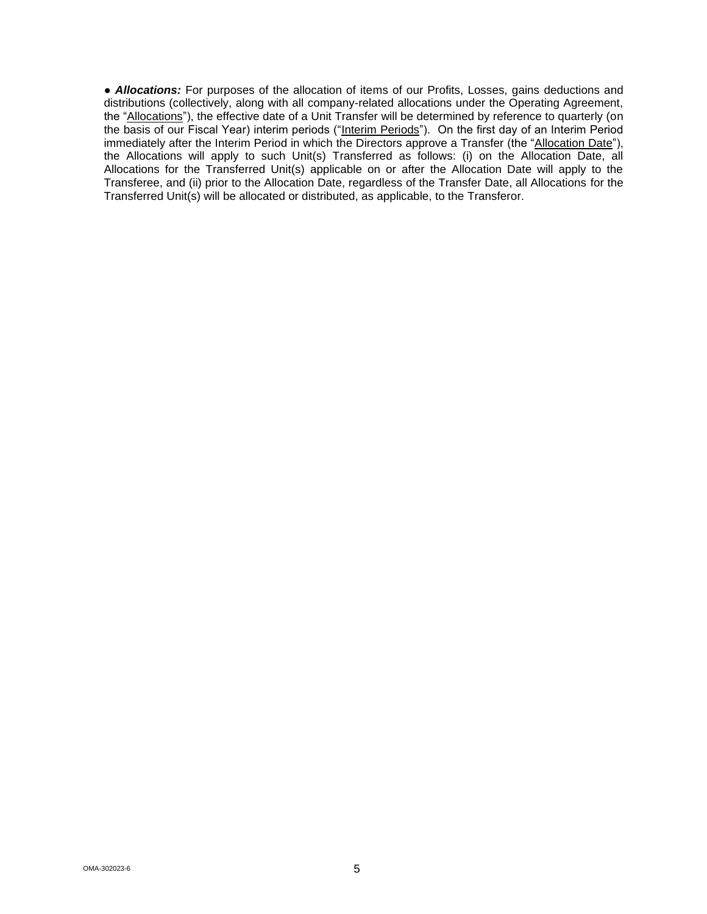● ***Allocations:*** For purposes of the allocation of items of our Profits, Losses, gains deductions and distributions (collectively, along with all company-related allocations under the Operating Agreement, the "Allocations"), the effective date of a Unit Transfer will be determined by reference to quarterly (on the basis of our Fiscal Year) interim periods ("Interim Periods"). On the first day of an Interim Period immediately after the Interim Period in which the Directors approve a Transfer (the "Allocation Date"), the Allocations will apply to such Unit(s) Transferred as follows: (i) on the Allocation Date, all Allocations for the Transferred Unit(s) applicable on or after the Allocation Date will apply to the Transferee, and (ii) prior to the Allocation Date, regardless of the Transfer Date, all Allocations for the Transferred Unit(s) will be allocated or distributed, as applicable, to the Transferor.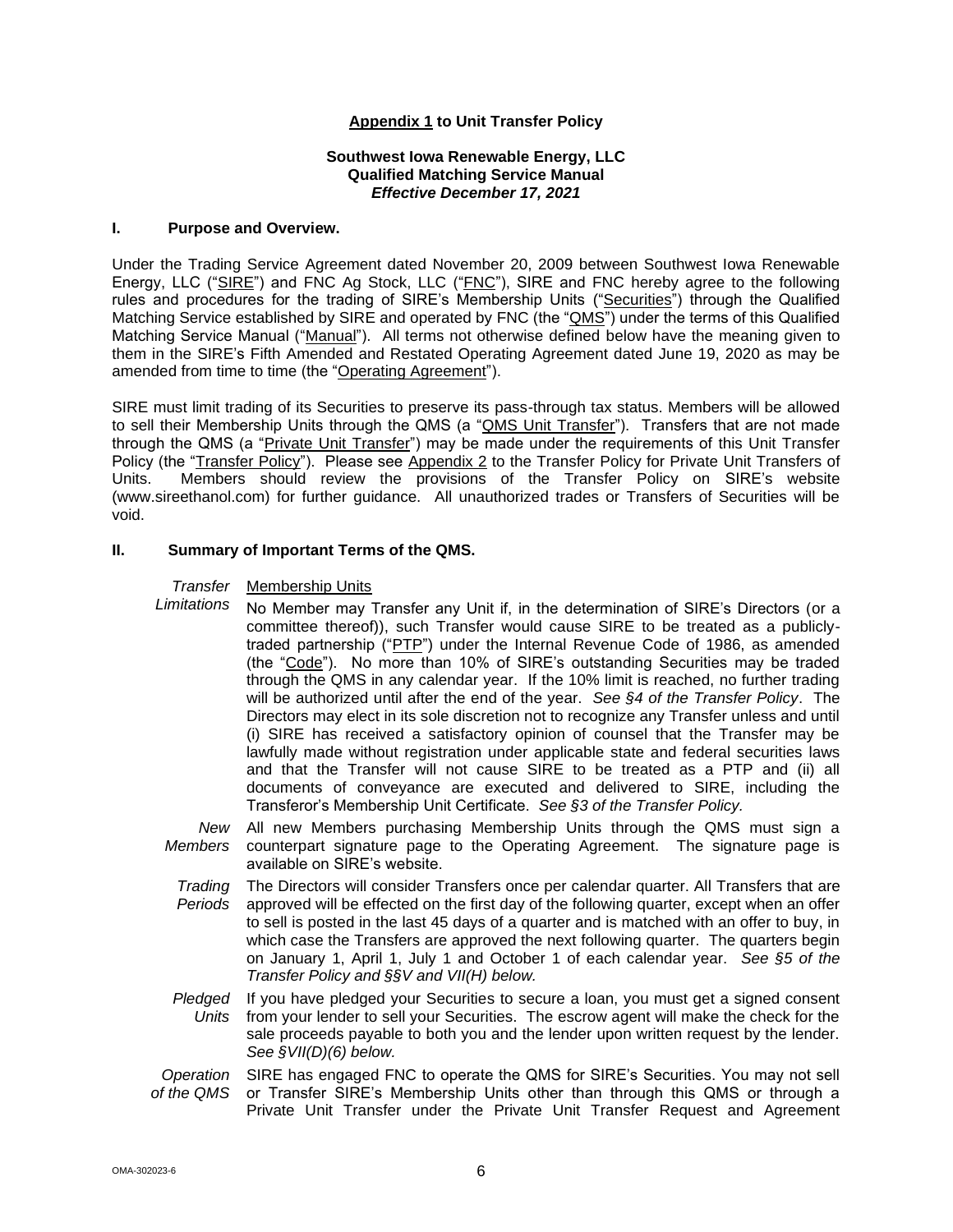**<u>Appendix 1</u> to Unit Transfer Policy**

**Southwest Iowa Renewable Energy, LLC**
**Qualified Matching Service Manual**
***Effective December 17, 2021***

## I. Purpose and Overview.

Under the Trading Service Agreement dated November 20, 2009 between Southwest Iowa Renewable Energy, LLC ("<u>SIRE</u>") and FNC Ag Stock, LLC ("<u>FNC</u>"), SIRE and FNC hereby agree to the following rules and procedures for the trading of SIRE's Membership Units ("<u>Securities</u>") through the Qualified Matching Service established by SIRE and operated by FNC (the "<u>QMS</u>") under the terms of this Qualified Matching Service Manual ("<u>Manual</u>"). All terms not otherwise defined below have the meaning given to them in the SIRE's Fifth Amended and Restated Operating Agreement dated June 19, 2020 as may be amended from time to time (the "<u>Operating Agreement</u>").

SIRE must limit trading of its Securities to preserve its pass-through tax status. Members will be allowed to sell their Membership Units through the QMS (a "<u>QMS Unit Transfer</u>"). Transfers that are not made through the QMS (a "<u>Private Unit Transfer</u>") may be made under the requirements of this Unit Transfer Policy (the "<u>Transfer Policy</u>"). Please see <u>Appendix 2</u> to the Transfer Policy for Private Unit Transfers of Units. Members should review the provisions of the Transfer Policy on SIRE's website (www.sireethanol.com) for further guidance. All unauthorized trades or Transfers of Securities will be void.

## II. Summary of Important Terms of the QMS.

*Transfer Limitations*

<u>Membership Units</u>

No Member may Transfer any Unit if, in the determination of SIRE's Directors (or a committee thereof)), such Transfer would cause SIRE to be treated as a publicly-traded partnership ("<u>PTP</u>") under the Internal Revenue Code of 1986, as amended (the "<u>Code</u>"). No more than 10% of SIRE's outstanding Securities may be traded through the QMS in any calendar year. If the 10% limit is reached, no further trading will be authorized until after the end of the year. *See §4 of the Transfer Policy*. The Directors may elect in its sole discretion not to recognize any Transfer unless and until (i) SIRE has received a satisfactory opinion of counsel that the Transfer may be lawfully made without registration under applicable state and federal securities laws and that the Transfer will not cause SIRE to be treated as a PTP and (ii) all documents of conveyance are executed and delivered to SIRE, including the Transferor's Membership Unit Certificate. *See §3 of the Transfer Policy.*

*New Members*

All new Members purchasing Membership Units through the QMS must sign a counterpart signature page to the Operating Agreement. The signature page is available on SIRE's website.

*Trading Periods*

The Directors will consider Transfers once per calendar quarter. All Transfers that are approved will be effected on the first day of the following quarter, except when an offer to sell is posted in the last 45 days of a quarter and is matched with an offer to buy, in which case the Transfers are approved the next following quarter. The quarters begin on January 1, April 1, July 1 and October 1 of each calendar year. *See §5 of the Transfer Policy and §§V and VII(H) below.*

*Pledged Units*

If you have pledged your Securities to secure a loan, you must get a signed consent from your lender to sell your Securities. The escrow agent will make the check for the sale proceeds payable to both you and the lender upon written request by the lender. *See §VII(D)(6) below.*

*Operation of the QMS*

SIRE has engaged FNC to operate the QMS for SIRE's Securities. You may not sell or Transfer SIRE's Membership Units other than through this QMS or through a Private Unit Transfer under the Private Unit Transfer Request and Agreement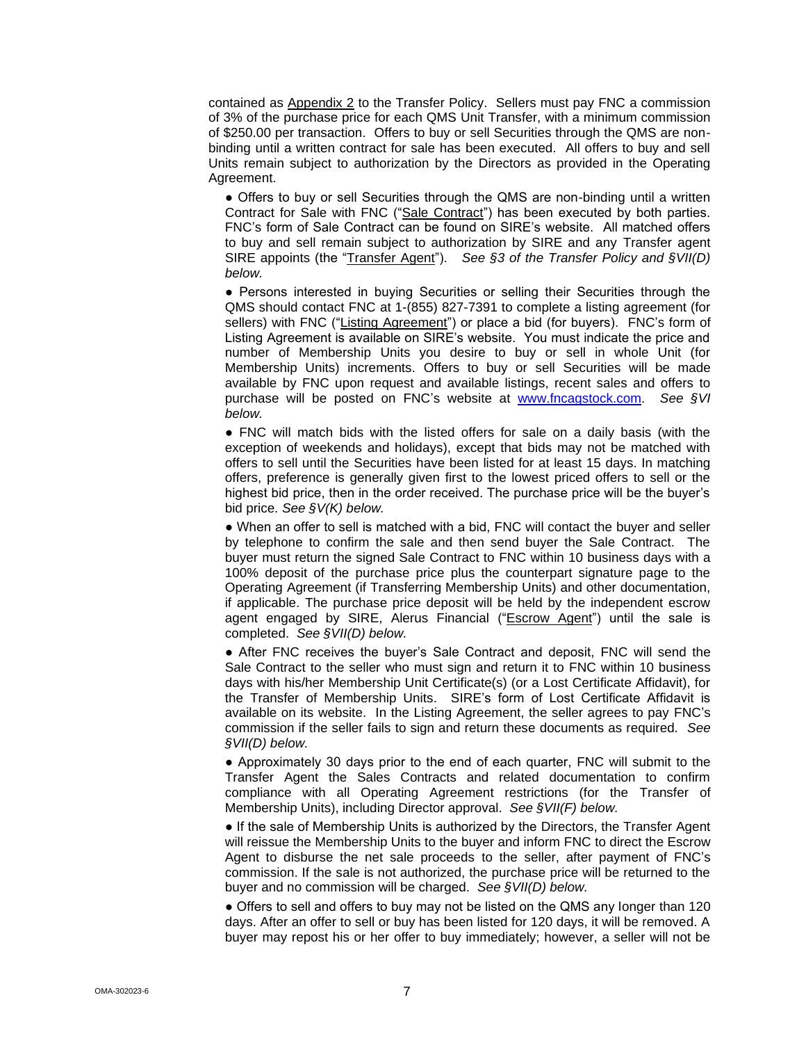contained as Appendix 2 to the Transfer Policy. Sellers must pay FNC a commission of 3% of the purchase price for each QMS Unit Transfer, with a minimum commission of $250.00 per transaction. Offers to buy or sell Securities through the QMS are non-binding until a written contract for sale has been executed. All offers to buy and sell Units remain subject to authorization by the Directors as provided in the Operating Agreement.

- Offers to buy or sell Securities through the QMS are non-binding until a written Contract for Sale with FNC ("Sale Contract") has been executed by both parties. FNC's form of Sale Contract can be found on SIRE's website. All matched offers to buy and sell remain subject to authorization by SIRE and any Transfer agent SIRE appoints (the "Transfer Agent"). *See §3 of the Transfer Policy and §VII(D) below.*

- Persons interested in buying Securities or selling their Securities through the QMS should contact FNC at 1-(855) 827-7391 to complete a listing agreement (for sellers) with FNC ("Listing Agreement") or place a bid (for buyers). FNC's form of Listing Agreement is available on SIRE's website. You must indicate the price and number of Membership Units you desire to buy or sell in whole Unit (for Membership Units) increments. Offers to buy or sell Securities will be made available by FNC upon request and available listings, recent sales and offers to purchase will be posted on FNC's website at www.fncagstock.com. *See §VI below.*

- FNC will match bids with the listed offers for sale on a daily basis (with the exception of weekends and holidays), except that bids may not be matched with offers to sell until the Securities have been listed for at least 15 days. In matching offers, preference is generally given first to the lowest priced offers to sell or the highest bid price, then in the order received. The purchase price will be the buyer's bid price. *See §V(K) below.*

- When an offer to sell is matched with a bid, FNC will contact the buyer and seller by telephone to confirm the sale and then send buyer the Sale Contract. The buyer must return the signed Sale Contract to FNC within 10 business days with a 100% deposit of the purchase price plus the counterpart signature page to the Operating Agreement (if Transferring Membership Units) and other documentation, if applicable. The purchase price deposit will be held by the independent escrow agent engaged by SIRE, Alerus Financial ("Escrow Agent") until the sale is completed. *See §VII(D) below.*

- After FNC receives the buyer's Sale Contract and deposit, FNC will send the Sale Contract to the seller who must sign and return it to FNC within 10 business days with his/her Membership Unit Certificate(s) (or a Lost Certificate Affidavit), for the Transfer of Membership Units. SIRE's form of Lost Certificate Affidavit is available on its website. In the Listing Agreement, the seller agrees to pay FNC's commission if the seller fails to sign and return these documents as required. *See §VII(D) below.*

- Approximately 30 days prior to the end of each quarter, FNC will submit to the Transfer Agent the Sales Contracts and related documentation to confirm compliance with all Operating Agreement restrictions (for the Transfer of Membership Units), including Director approval. *See §VII(F) below.*

- If the sale of Membership Units is authorized by the Directors, the Transfer Agent will reissue the Membership Units to the buyer and inform FNC to direct the Escrow Agent to disburse the net sale proceeds to the seller, after payment of FNC's commission. If the sale is not authorized, the purchase price will be returned to the buyer and no commission will be charged. *See §VII(D) below.*

- Offers to sell and offers to buy may not be listed on the QMS any longer than 120 days. After an offer to sell or buy has been listed for 120 days, it will be removed. A buyer may repost his or her offer to buy immediately; however, a seller will not be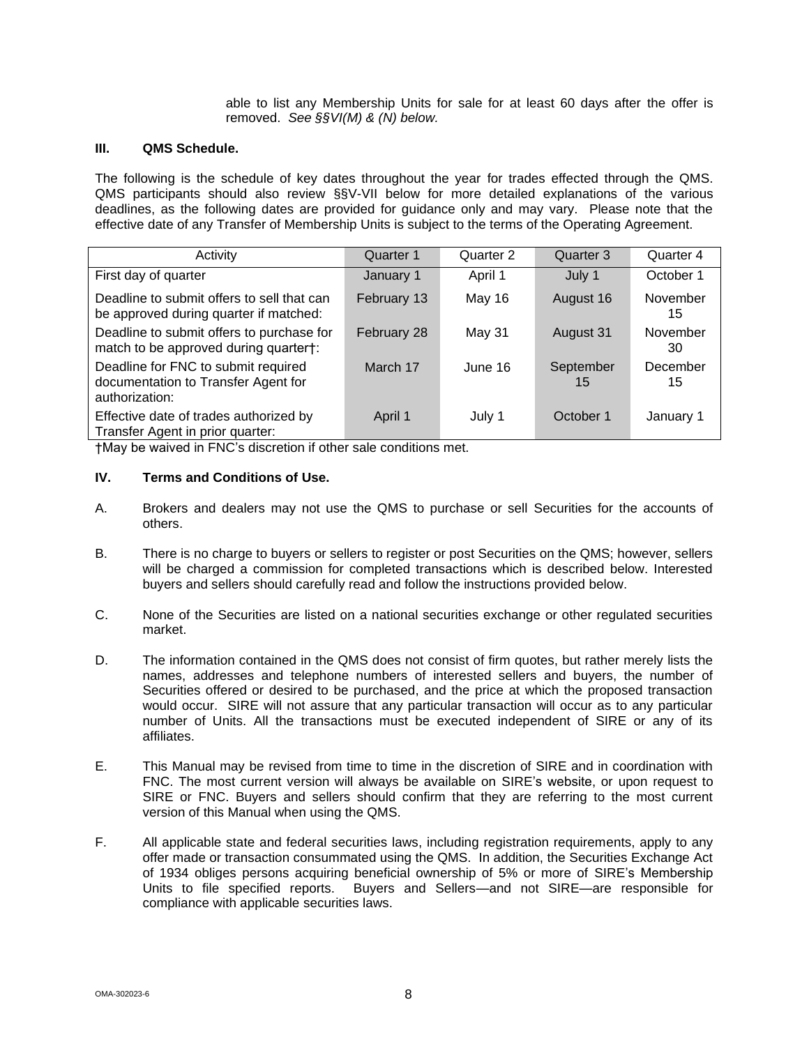able to list any Membership Units for sale for at least 60 days after the offer is removed. *See §§VI(M) & (N) below.*

### III. QMS Schedule.

The following is the schedule of key dates throughout the year for trades effected through the QMS. QMS participants should also review §§V-VII below for more detailed explanations of the various deadlines, as the following dates are provided for guidance only and may vary. Please note that the effective date of any Transfer of Membership Units is subject to the terms of the Operating Agreement.

| Activity | Quarter 1 | Quarter 2 | Quarter 3 | Quarter 4 |
|---|---|---|---|---|
| First day of quarter | January 1 | April 1 | July 1 | October 1 |
| Deadline to submit offers to sell that can be approved during quarter if matched: | February 13 | May 16 | August 16 | November 15 |
| Deadline to submit offers to purchase for match to be approved during quarter†: | February 28 | May 31 | August 31 | November 30 |
| Deadline for FNC to submit required documentation to Transfer Agent for authorization: | March 17 | June 16 | September 15 | December 15 |
| Effective date of trades authorized by Transfer Agent in prior quarter: | April 1 | July 1 | October 1 | January 1 |

†May be waived in FNC's discretion if other sale conditions met.

### IV. Terms and Conditions of Use.

A. Brokers and dealers may not use the QMS to purchase or sell Securities for the accounts of others.

B. There is no charge to buyers or sellers to register or post Securities on the QMS; however, sellers will be charged a commission for completed transactions which is described below. Interested buyers and sellers should carefully read and follow the instructions provided below.

C. None of the Securities are listed on a national securities exchange or other regulated securities market.

D. The information contained in the QMS does not consist of firm quotes, but rather merely lists the names, addresses and telephone numbers of interested sellers and buyers, the number of Securities offered or desired to be purchased, and the price at which the proposed transaction would occur. SIRE will not assure that any particular transaction will occur as to any particular number of Units. All the transactions must be executed independent of SIRE or any of its affiliates.

E. This Manual may be revised from time to time in the discretion of SIRE and in coordination with FNC. The most current version will always be available on SIRE's website, or upon request to SIRE or FNC. Buyers and sellers should confirm that they are referring to the most current version of this Manual when using the QMS.

F. All applicable state and federal securities laws, including registration requirements, apply to any offer made or transaction consummated using the QMS. In addition, the Securities Exchange Act of 1934 obliges persons acquiring beneficial ownership of 5% or more of SIRE's Membership Units to file specified reports. Buyers and Sellers—and not SIRE—are responsible for compliance with applicable securities laws.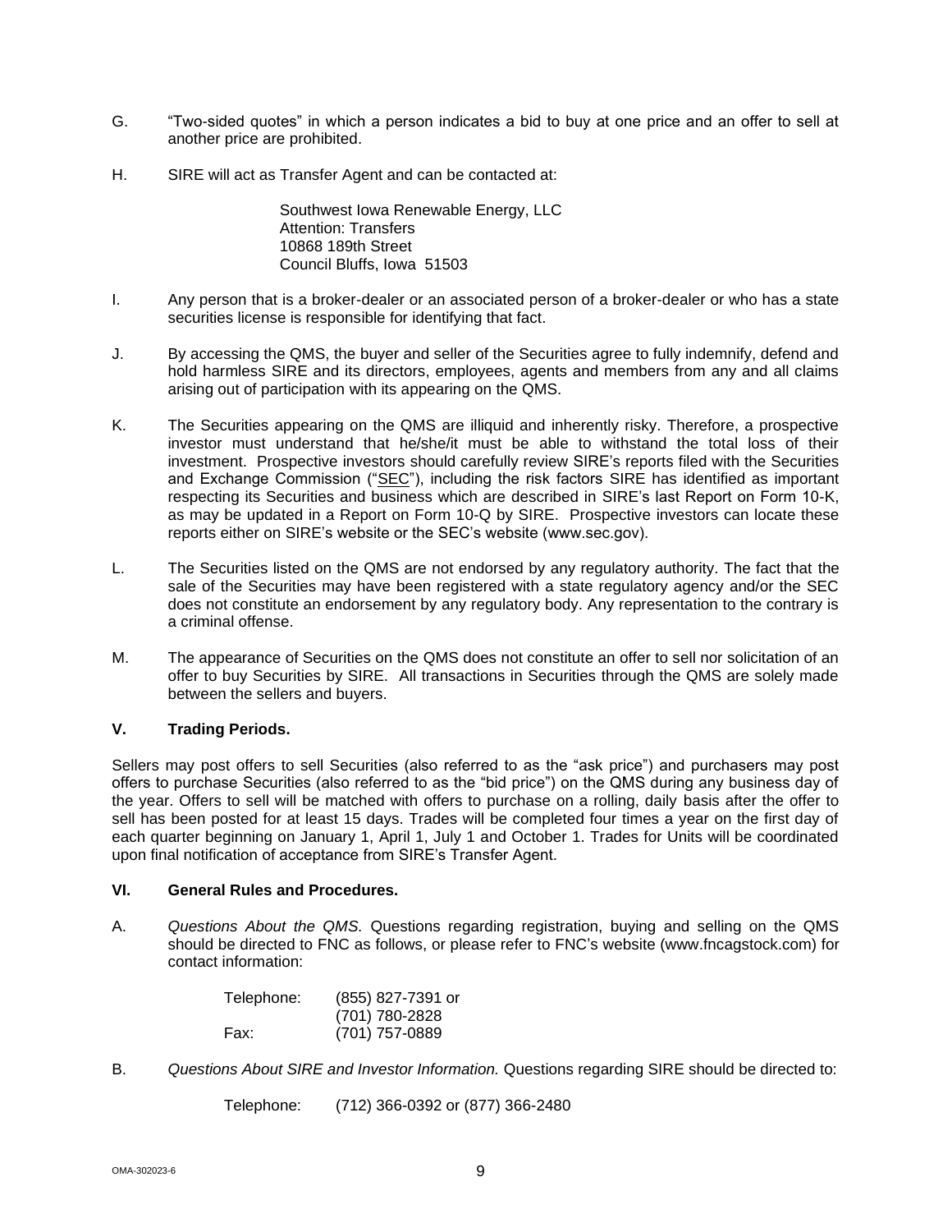G. "Two-sided quotes" in which a person indicates a bid to buy at one price and an offer to sell at another price are prohibited.

H. SIRE will act as Transfer Agent and can be contacted at:

Southwest Iowa Renewable Energy, LLC
Attention: Transfers
10868 189th Street
Council Bluffs, Iowa 51503

I. Any person that is a broker-dealer or an associated person of a broker-dealer or who has a state securities license is responsible for identifying that fact.

J. By accessing the QMS, the buyer and seller of the Securities agree to fully indemnify, defend and hold harmless SIRE and its directors, employees, agents and members from any and all claims arising out of participation with its appearing on the QMS.

K. The Securities appearing on the QMS are illiquid and inherently risky. Therefore, a prospective investor must understand that he/she/it must be able to withstand the total loss of their investment. Prospective investors should carefully review SIRE's reports filed with the Securities and Exchange Commission ("SEC"), including the risk factors SIRE has identified as important respecting its Securities and business which are described in SIRE's last Report on Form 10-K, as may be updated in a Report on Form 10-Q by SIRE. Prospective investors can locate these reports either on SIRE's website or the SEC's website (www.sec.gov).

L. The Securities listed on the QMS are not endorsed by any regulatory authority. The fact that the sale of the Securities may have been registered with a state regulatory agency and/or the SEC does not constitute an endorsement by any regulatory body. Any representation to the contrary is a criminal offense.

M. The appearance of Securities on the QMS does not constitute an offer to sell nor solicitation of an offer to buy Securities by SIRE. All transactions in Securities through the QMS are solely made between the sellers and buyers.

## V. Trading Periods.

Sellers may post offers to sell Securities (also referred to as the "ask price") and purchasers may post offers to purchase Securities (also referred to as the "bid price") on the QMS during any business day of the year. Offers to sell will be matched with offers to purchase on a rolling, daily basis after the offer to sell has been posted for at least 15 days. Trades will be completed four times a year on the first day of each quarter beginning on January 1, April 1, July 1 and October 1. Trades for Units will be coordinated upon final notification of acceptance from SIRE's Transfer Agent.

## VI. General Rules and Procedures.

A. *Questions About the QMS.* Questions regarding registration, buying and selling on the QMS should be directed to FNC as follows, or please refer to FNC's website (www.fncagstock.com) for contact information:

Telephone: (855) 827-7391 or
(701) 780-2828
Fax: (701) 757-0889

B. *Questions About SIRE and Investor Information.* Questions regarding SIRE should be directed to:

Telephone: (712) 366-0392 or (877) 366-2480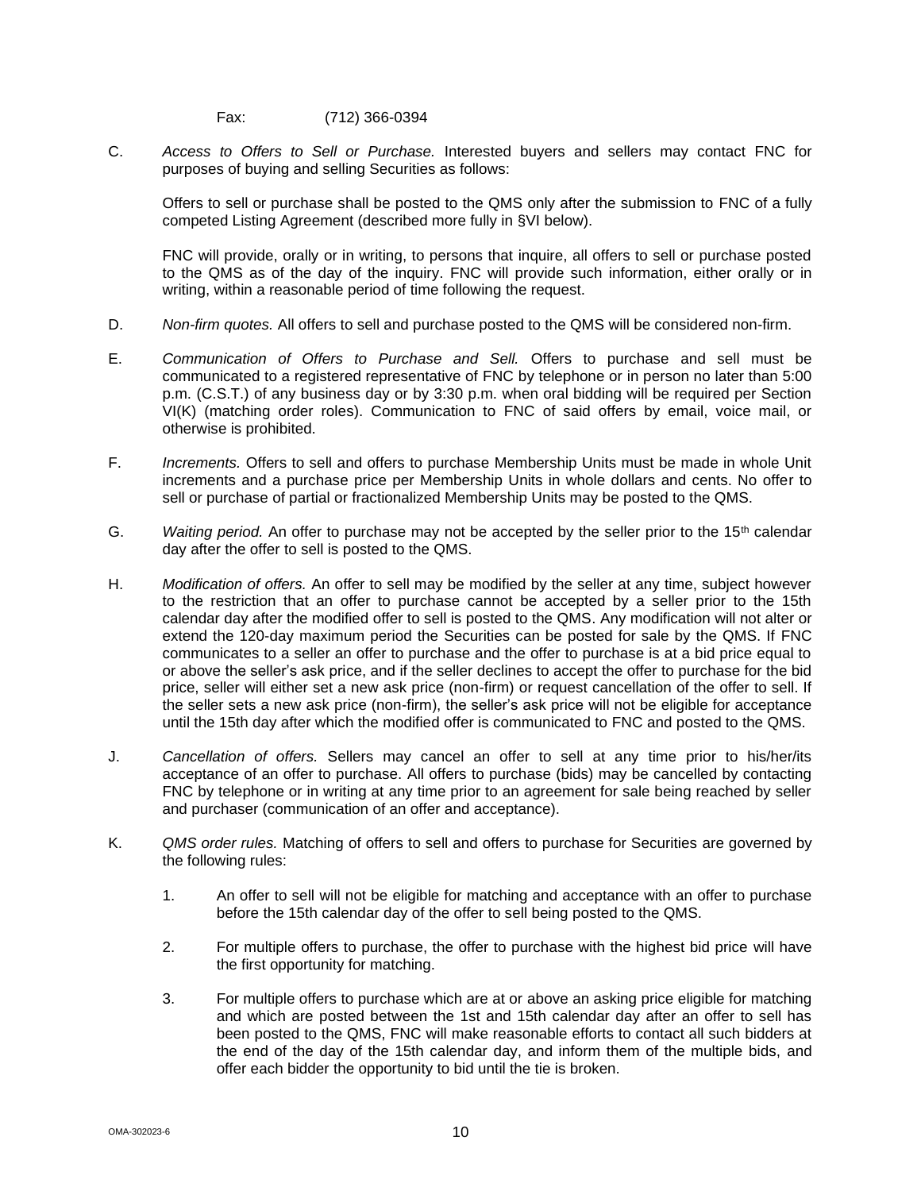Fax: (712) 366-0394

C. *Access to Offers to Sell or Purchase.* Interested buyers and sellers may contact FNC for purposes of buying and selling Securities as follows:

Offers to sell or purchase shall be posted to the QMS only after the submission to FNC of a fully competed Listing Agreement (described more fully in §VI below).

FNC will provide, orally or in writing, to persons that inquire, all offers to sell or purchase posted to the QMS as of the day of the inquiry. FNC will provide such information, either orally or in writing, within a reasonable period of time following the request.

D. *Non-firm quotes.* All offers to sell and purchase posted to the QMS will be considered non-firm.

E. *Communication of Offers to Purchase and Sell.* Offers to purchase and sell must be communicated to a registered representative of FNC by telephone or in person no later than 5:00 p.m. (C.S.T.) of any business day or by 3:30 p.m. when oral bidding will be required per Section VI(K) (matching order roles). Communication to FNC of said offers by email, voice mail, or otherwise is prohibited.

F. *Increments.* Offers to sell and offers to purchase Membership Units must be made in whole Unit increments and a purchase price per Membership Units in whole dollars and cents. No offer to sell or purchase of partial or fractionalized Membership Units may be posted to the QMS.

G. *Waiting period.* An offer to purchase may not be accepted by the seller prior to the 15th calendar day after the offer to sell is posted to the QMS.

H. *Modification of offers.* An offer to sell may be modified by the seller at any time, subject however to the restriction that an offer to purchase cannot be accepted by a seller prior to the 15th calendar day after the modified offer to sell is posted to the QMS. Any modification will not alter or extend the 120-day maximum period the Securities can be posted for sale by the QMS. If FNC communicates to a seller an offer to purchase and the offer to purchase is at a bid price equal to or above the seller's ask price, and if the seller declines to accept the offer to purchase for the bid price, seller will either set a new ask price (non-firm) or request cancellation of the offer to sell. If the seller sets a new ask price (non-firm), the seller's ask price will not be eligible for acceptance until the 15th day after which the modified offer is communicated to FNC and posted to the QMS.

J. *Cancellation of offers.* Sellers may cancel an offer to sell at any time prior to his/her/its acceptance of an offer to purchase. All offers to purchase (bids) may be cancelled by contacting FNC by telephone or in writing at any time prior to an agreement for sale being reached by seller and purchaser (communication of an offer and acceptance).

K. *QMS order rules.* Matching of offers to sell and offers to purchase for Securities are governed by the following rules:

1. An offer to sell will not be eligible for matching and acceptance with an offer to purchase before the 15th calendar day of the offer to sell being posted to the QMS.

2. For multiple offers to purchase, the offer to purchase with the highest bid price will have the first opportunity for matching.

3. For multiple offers to purchase which are at or above an asking price eligible for matching and which are posted between the 1st and 15th calendar day after an offer to sell has been posted to the QMS, FNC will make reasonable efforts to contact all such bidders at the end of the day of the 15th calendar day, and inform them of the multiple bids, and offer each bidder the opportunity to bid until the tie is broken.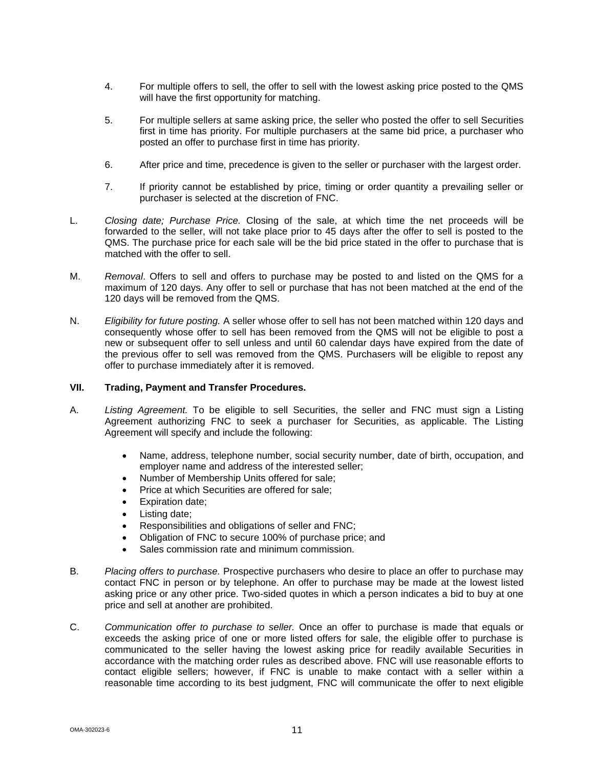4. For multiple offers to sell, the offer to sell with the lowest asking price posted to the QMS will have the first opportunity for matching.

5. For multiple sellers at same asking price, the seller who posted the offer to sell Securities first in time has priority. For multiple purchasers at the same bid price, a purchaser who posted an offer to purchase first in time has priority.

6. After price and time, precedence is given to the seller or purchaser with the largest order.

7. If priority cannot be established by price, timing or order quantity a prevailing seller or purchaser is selected at the discretion of FNC.

L. *Closing date; Purchase Price.* Closing of the sale, at which time the net proceeds will be forwarded to the seller, will not take place prior to 45 days after the offer to sell is posted to the QMS. The purchase price for each sale will be the bid price stated in the offer to purchase that is matched with the offer to sell.

M. *Removal*. Offers to sell and offers to purchase may be posted to and listed on the QMS for a maximum of 120 days. Any offer to sell or purchase that has not been matched at the end of the 120 days will be removed from the QMS.

N. *Eligibility for future posting.* A seller whose offer to sell has not been matched within 120 days and consequently whose offer to sell has been removed from the QMS will not be eligible to post a new or subsequent offer to sell unless and until 60 calendar days have expired from the date of the previous offer to sell was removed from the QMS. Purchasers will be eligible to repost any offer to purchase immediately after it is removed.

## VII. Trading, Payment and Transfer Procedures.

A. *Listing Agreement.* To be eligible to sell Securities, the seller and FNC must sign a Listing Agreement authorizing FNC to seek a purchaser for Securities, as applicable. The Listing Agreement will specify and include the following:

- Name, address, telephone number, social security number, date of birth, occupation, and employer name and address of the interested seller;
- Number of Membership Units offered for sale;
- Price at which Securities are offered for sale;
- Expiration date;
- Listing date;
- Responsibilities and obligations of seller and FNC;
- Obligation of FNC to secure 100% of purchase price; and
- Sales commission rate and minimum commission.

B. *Placing offers to purchase.* Prospective purchasers who desire to place an offer to purchase may contact FNC in person or by telephone. An offer to purchase may be made at the lowest listed asking price or any other price. Two-sided quotes in which a person indicates a bid to buy at one price and sell at another are prohibited.

C. *Communication offer to purchase to seller.* Once an offer to purchase is made that equals or exceeds the asking price of one or more listed offers for sale, the eligible offer to purchase is communicated to the seller having the lowest asking price for readily available Securities in accordance with the matching order rules as described above. FNC will use reasonable efforts to contact eligible sellers; however, if FNC is unable to make contact with a seller within a reasonable time according to its best judgment, FNC will communicate the offer to next eligible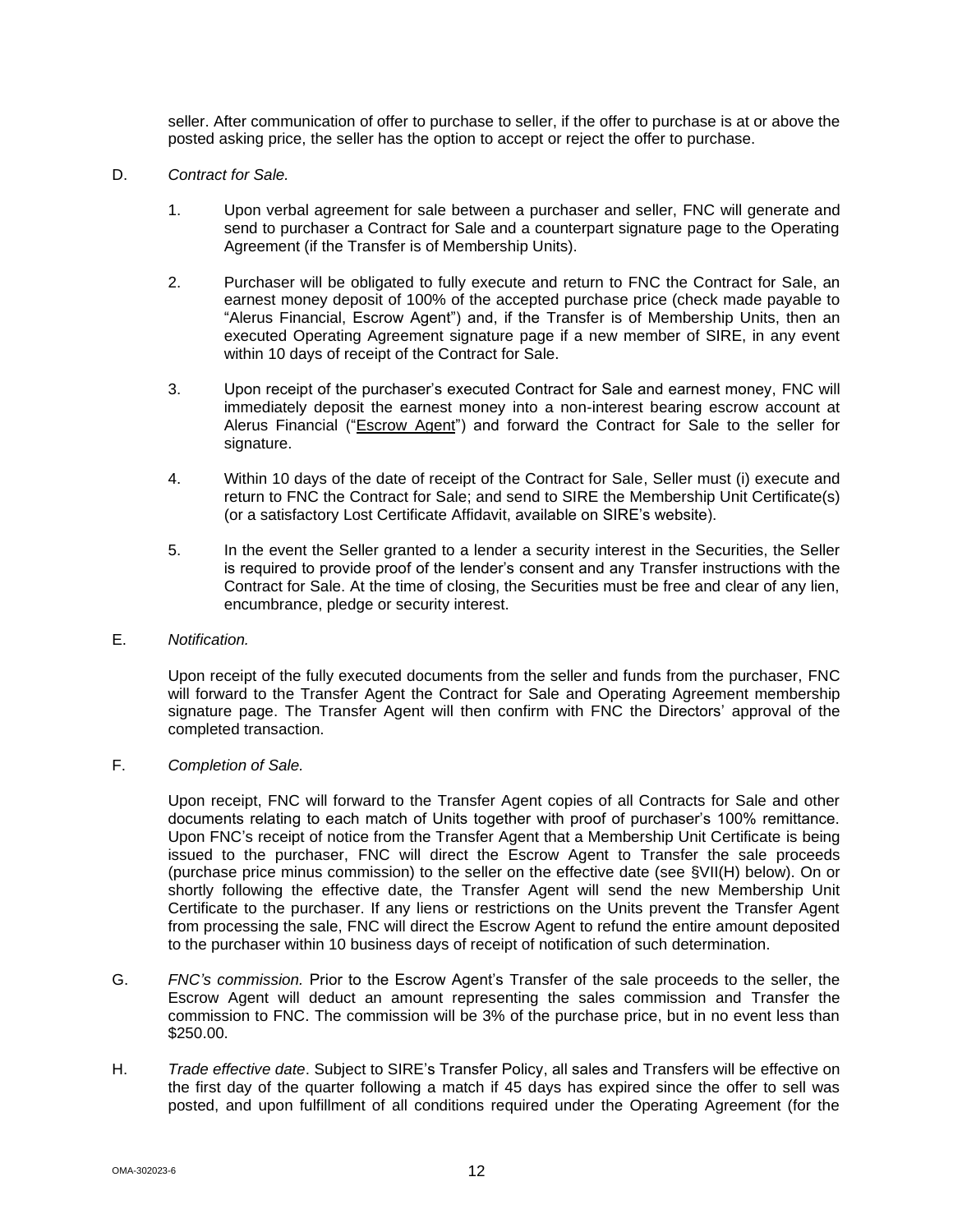seller. After communication of offer to purchase to seller, if the offer to purchase is at or above the posted asking price, the seller has the option to accept or reject the offer to purchase.

D. *Contract for Sale.*

1. Upon verbal agreement for sale between a purchaser and seller, FNC will generate and send to purchaser a Contract for Sale and a counterpart signature page to the Operating Agreement (if the Transfer is of Membership Units).

2. Purchaser will be obligated to fully execute and return to FNC the Contract for Sale, an earnest money deposit of 100% of the accepted purchase price (check made payable to "Alerus Financial, Escrow Agent") and, if the Transfer is of Membership Units, then an executed Operating Agreement signature page if a new member of SIRE, in any event within 10 days of receipt of the Contract for Sale.

3. Upon receipt of the purchaser's executed Contract for Sale and earnest money, FNC will immediately deposit the earnest money into a non-interest bearing escrow account at Alerus Financial ("Escrow Agent") and forward the Contract for Sale to the seller for signature.

4. Within 10 days of the date of receipt of the Contract for Sale, Seller must (i) execute and return to FNC the Contract for Sale; and send to SIRE the Membership Unit Certificate(s) (or a satisfactory Lost Certificate Affidavit, available on SIRE's website).

5. In the event the Seller granted to a lender a security interest in the Securities, the Seller is required to provide proof of the lender's consent and any Transfer instructions with the Contract for Sale. At the time of closing, the Securities must be free and clear of any lien, encumbrance, pledge or security interest.

E. *Notification.*

Upon receipt of the fully executed documents from the seller and funds from the purchaser, FNC will forward to the Transfer Agent the Contract for Sale and Operating Agreement membership signature page. The Transfer Agent will then confirm with FNC the Directors' approval of the completed transaction.

F. *Completion of Sale.*

Upon receipt, FNC will forward to the Transfer Agent copies of all Contracts for Sale and other documents relating to each match of Units together with proof of purchaser's 100% remittance. Upon FNC's receipt of notice from the Transfer Agent that a Membership Unit Certificate is being issued to the purchaser, FNC will direct the Escrow Agent to Transfer the sale proceeds (purchase price minus commission) to the seller on the effective date (see §VII(H) below). On or shortly following the effective date, the Transfer Agent will send the new Membership Unit Certificate to the purchaser. If any liens or restrictions on the Units prevent the Transfer Agent from processing the sale, FNC will direct the Escrow Agent to refund the entire amount deposited to the purchaser within 10 business days of receipt of notification of such determination.

G. *FNC's commission.* Prior to the Escrow Agent's Transfer of the sale proceeds to the seller, the Escrow Agent will deduct an amount representing the sales commission and Transfer the commission to FNC. The commission will be 3% of the purchase price, but in no event less than $250.00.

H. *Trade effective date*. Subject to SIRE's Transfer Policy, all sales and Transfers will be effective on the first day of the quarter following a match if 45 days has expired since the offer to sell was posted, and upon fulfillment of all conditions required under the Operating Agreement (for the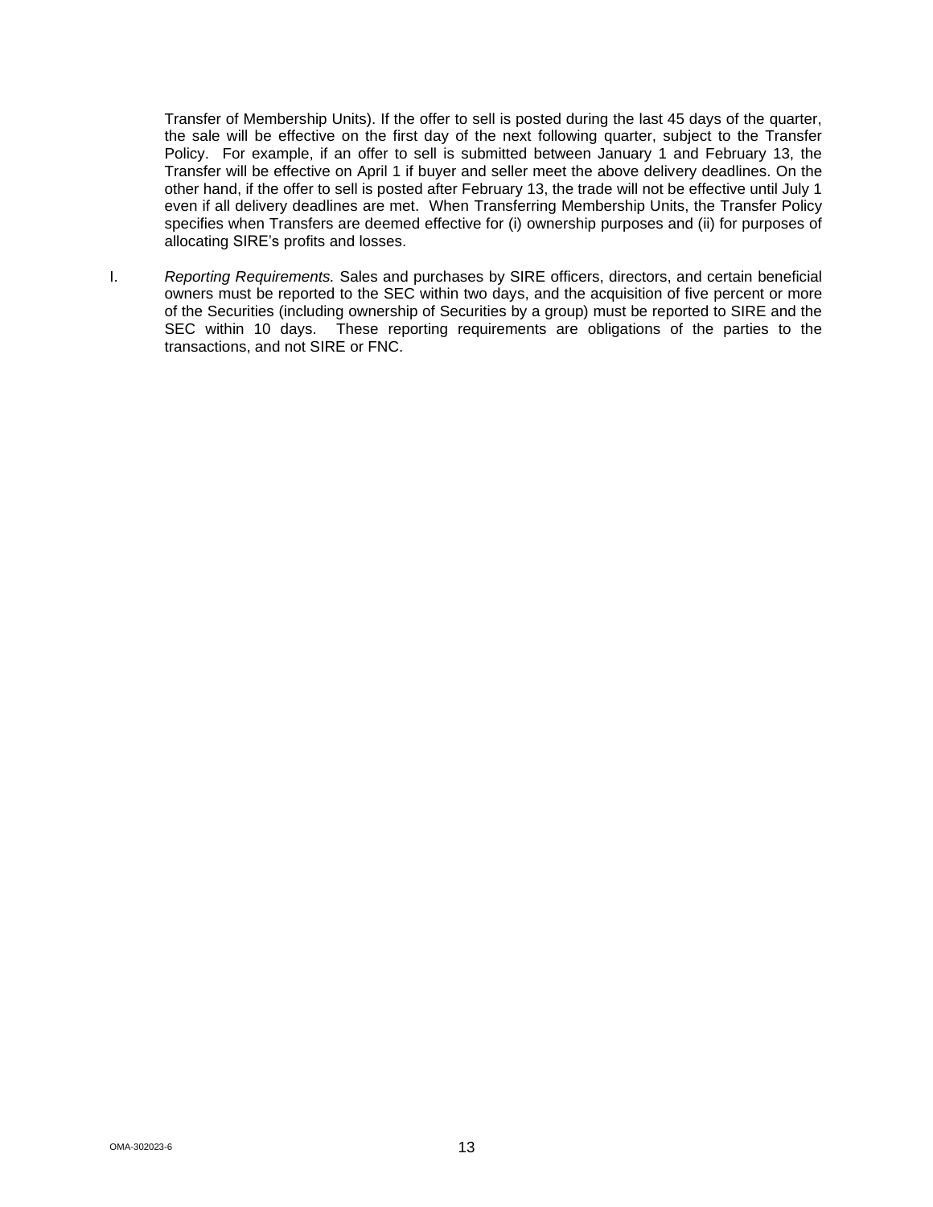Transfer of Membership Units). If the offer to sell is posted during the last 45 days of the quarter, the sale will be effective on the first day of the next following quarter, subject to the Transfer Policy. For example, if an offer to sell is submitted between January 1 and February 13, the Transfer will be effective on April 1 if buyer and seller meet the above delivery deadlines. On the other hand, if the offer to sell is posted after February 13, the trade will not be effective until July 1 even if all delivery deadlines are met. When Transferring Membership Units, the Transfer Policy specifies when Transfers are deemed effective for (i) ownership purposes and (ii) for purposes of allocating SIRE's profits and losses.

I. *Reporting Requirements.* Sales and purchases by SIRE officers, directors, and certain beneficial owners must be reported to the SEC within two days, and the acquisition of five percent or more of the Securities (including ownership of Securities by a group) must be reported to SIRE and the SEC within 10 days. These reporting requirements are obligations of the parties to the transactions, and not SIRE or FNC.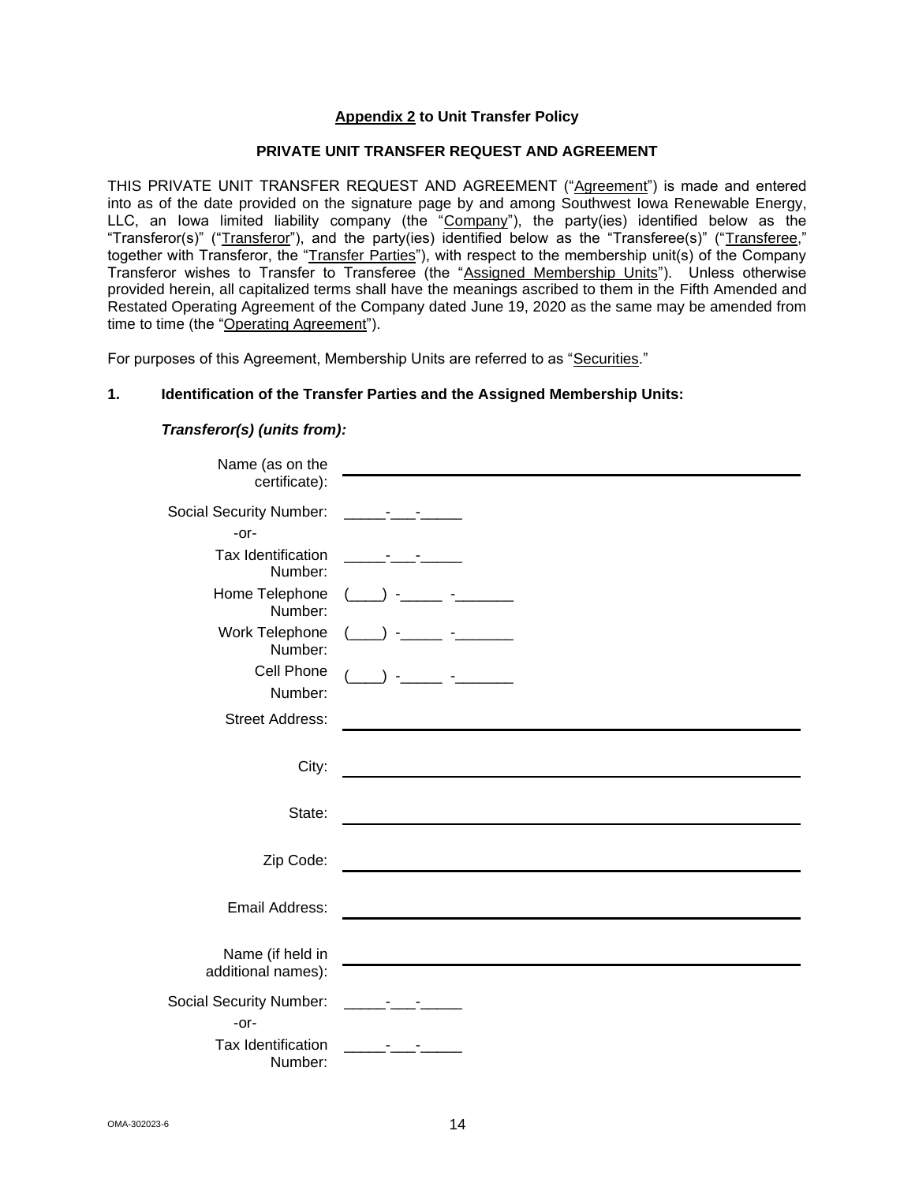**<u>Appendix 2</u> to Unit Transfer Policy**

**PRIVATE UNIT TRANSFER REQUEST AND AGREEMENT**

THIS PRIVATE UNIT TRANSFER REQUEST AND AGREEMENT ("<u>Agreement</u>") is made and entered into as of the date provided on the signature page by and among Southwest Iowa Renewable Energy, LLC, an Iowa limited liability company (the "<u>Company</u>"), the party(ies) identified below as the "Transferor(s)" ("<u>Transferor</u>"), and the party(ies) identified below as the "Transferee(s)" ("<u>Transferee</u>," together with Transferor, the "<u>Transfer Parties</u>"), with respect to the membership unit(s) of the Company Transferor wishes to Transfer to Transferee (the "<u>Assigned Membership Units</u>"). Unless otherwise provided herein, all capitalized terms shall have the meanings ascribed to them in the Fifth Amended and Restated Operating Agreement of the Company dated June 19, 2020 as the same may be amended from time to time (the "<u>Operating Agreement</u>").

For purposes of this Agreement, Membership Units are referred to as "<u>Securities</u>."

**1. Identification of the Transfer Parties and the Assigned Membership Units:**

***Transferor(s) (units from):***

Name (as on the certificate): ______________________________

Social Security Number: _____-___-_____

-or-

Tax Identification Number: _____-___-_____

Home Telephone Number: (____) -_____ -_______

Work Telephone Number: (____) -_____ -_______

Cell Phone Number: (____) -_____ -_______

Street Address: ______________________________

City: ______________________________

State: ______________________________

Zip Code: ______________________________

Email Address: ______________________________

Name (if held in additional names): ______________________________

Social Security Number: _____-___-_____

-or-

Tax Identification Number: _____-___-_____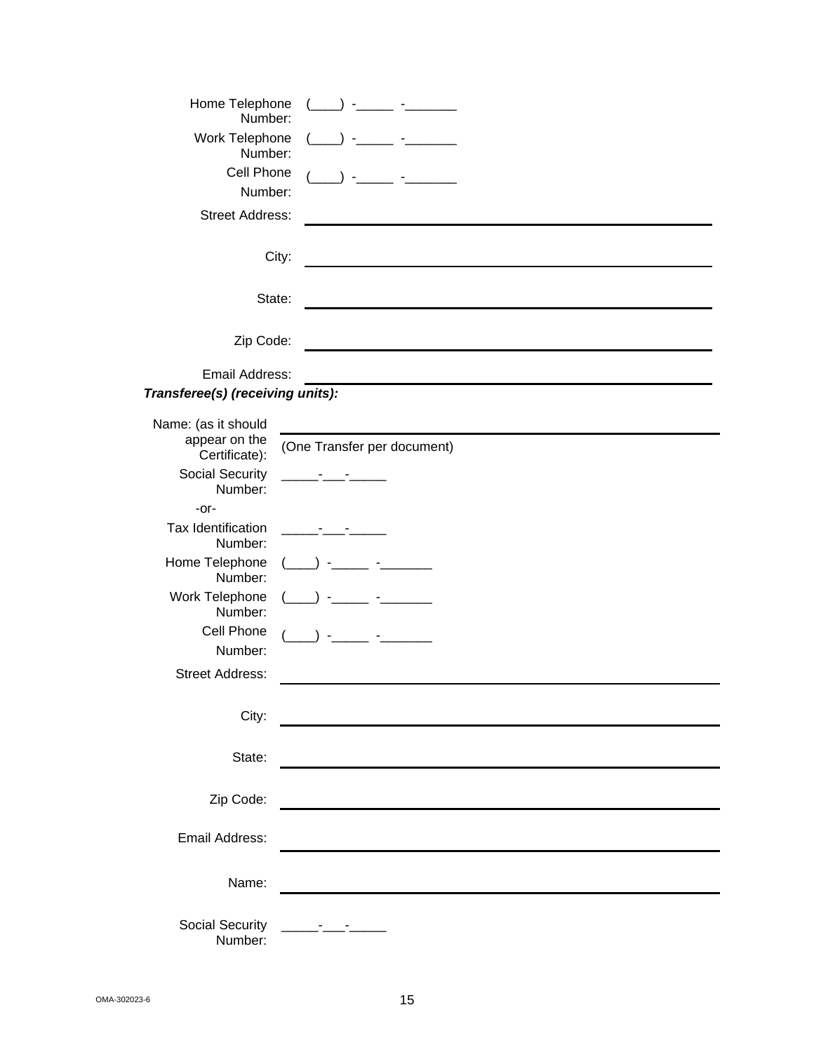Home Telephone Number: (____) -_____ -_______

Work Telephone Number: (____) -_____ -_______

Cell Phone Number: (____) -_____ -_______

Street Address: ______________________________

City: ______________________________

State: ______________________________

Zip Code: ______________________________

Email Address: ______________________________

***Transferee(s) (receiving units):***

Name: (as it should appear on the Certificate): ______________________________
(One Transfer per document)

Social Security Number: _____-___-_____

-or-

Tax Identification Number: _____-___-_____

Home Telephone Number: (____) -_____ -_______

Work Telephone Number: (____) -_____ -_______

Cell Phone Number: (____) -_____ -_______

Street Address: ______________________________

City: ______________________________

State: ______________________________

Zip Code: ______________________________

Email Address: ______________________________

Name: ______________________________

Social Security Number: _____-___-_____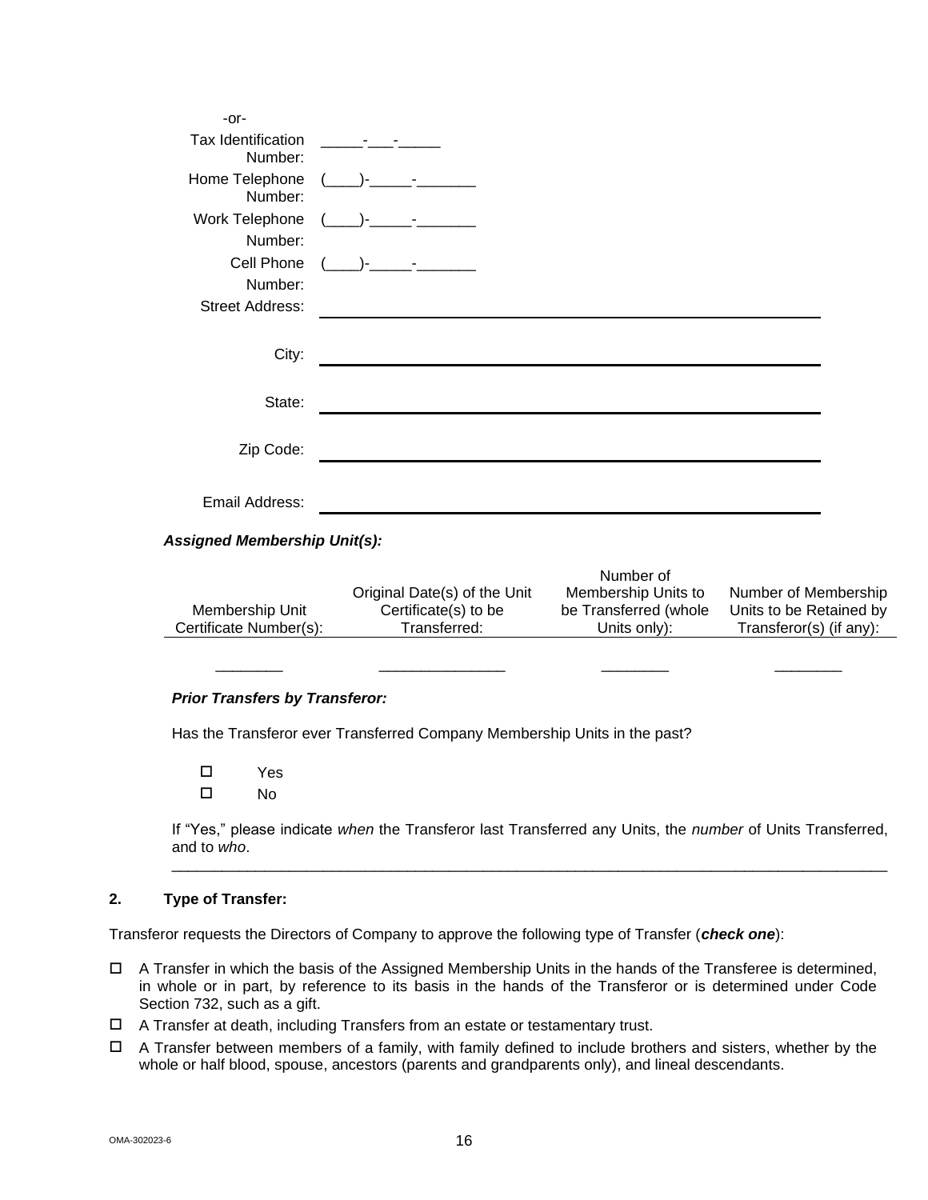-or-

Tax Identification Number: _____-___-_____

Home Telephone Number: (____)-_____-_______

Work Telephone Number: (____)-_____-_______

Cell Phone Number: (____)-_____-_______

Street Address: ____________________________________________

City: ____________________________________________

State: ____________________________________________

Zip Code: ____________________________________________

Email Address: ____________________________________________

***Assigned Membership Unit(s):***

| Membership Unit Certificate Number(s): | Original Date(s) of the Unit Certificate(s) to be Transferred: | Number of Membership Units to be Transferred (whole Units only): | Number of Membership Units to be Retained by Transferor(s) (if any): |
|---|---|---|---|
| ________ | _______________ | ________ | ________ |

***Prior Transfers by Transferor:***

Has the Transferor ever Transferred Company Membership Units in the past?

- ☐ Yes
- ☐ No

If "Yes," please indicate *when* the Transferor last Transferred any Units, the *number* of Units Transferred, and to *who*.

______________________________________________________________________________________

**2. Type of Transfer:**

Transferor requests the Directors of Company to approve the following type of Transfer (***check one***):

- ☐ A Transfer in which the basis of the Assigned Membership Units in the hands of the Transferee is determined, in whole or in part, by reference to its basis in the hands of the Transferor or is determined under Code Section 732, such as a gift.
- ☐ A Transfer at death, including Transfers from an estate or testamentary trust.
- ☐ A Transfer between members of a family, with family defined to include brothers and sisters, whether by the whole or half blood, spouse, ancestors (parents and grandparents only), and lineal descendants.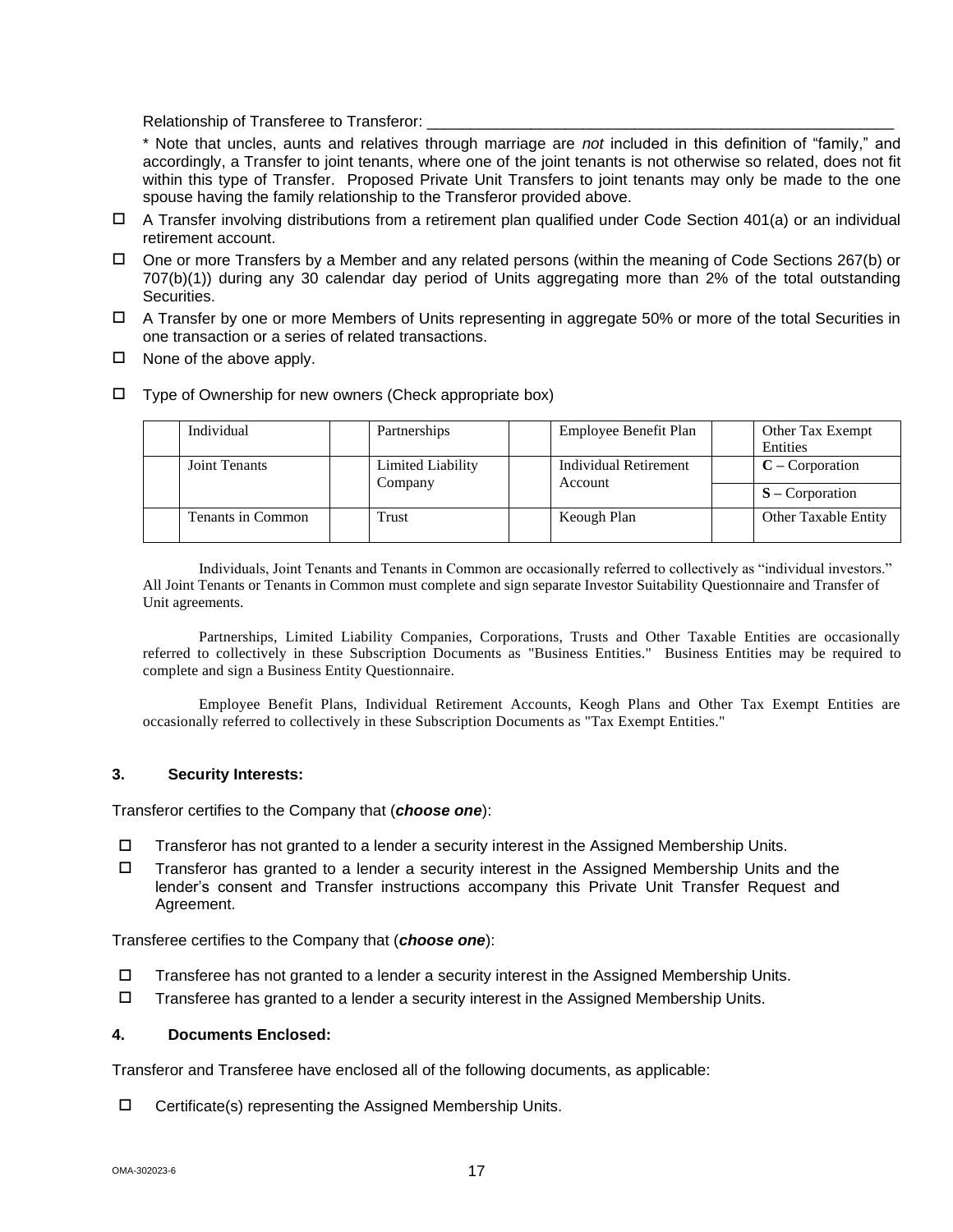Relationship of Transferee to Transferor: ___________________________________________________________

\* Note that uncles, aunts and relatives through marriage are *not* included in this definition of "family," and accordingly, a Transfer to joint tenants, where one of the joint tenants is not otherwise so related, does not fit within this type of Transfer. Proposed Private Unit Transfers to joint tenants may only be made to the one spouse having the family relationship to the Transferor provided above.

- ☐ A Transfer involving distributions from a retirement plan qualified under Code Section 401(a) or an individual retirement account.
- ☐ One or more Transfers by a Member and any related persons (within the meaning of Code Sections 267(b) or 707(b)(1)) during any 30 calendar day period of Units aggregating more than 2% of the total outstanding Securities.
- ☐ A Transfer by one or more Members of Units representing in aggregate 50% or more of the total Securities in one transaction or a series of related transactions.
- ☐ None of the above apply.

- ☐ Type of Ownership for new owners (Check appropriate box)

| | Individual | | Partnerships | | Employee Benefit Plan | | Other Tax Exempt Entities |
|---|---|---|---|---|---|---|---|
| | Joint Tenants | | Limited Liability Company | | Individual Retirement Account | | **C** – Corporation |
| | | | | | | | **S** – Corporation |
| | Tenants in Common | | Trust | | Keough Plan | | Other Taxable Entity |

Individuals, Joint Tenants and Tenants in Common are occasionally referred to collectively as "individual investors." All Joint Tenants or Tenants in Common must complete and sign separate Investor Suitability Questionnaire and Transfer of Unit agreements.

Partnerships, Limited Liability Companies, Corporations, Trusts and Other Taxable Entities are occasionally referred to collectively in these Subscription Documents as "Business Entities." Business Entities may be required to complete and sign a Business Entity Questionnaire.

Employee Benefit Plans, Individual Retirement Accounts, Keogh Plans and Other Tax Exempt Entities are occasionally referred to collectively in these Subscription Documents as "Tax Exempt Entities."

### 3. Security Interests:

Transferor certifies to the Company that (***choose one***):

- ☐ Transferor has not granted to a lender a security interest in the Assigned Membership Units.
- ☐ Transferor has granted to a lender a security interest in the Assigned Membership Units and the lender's consent and Transfer instructions accompany this Private Unit Transfer Request and Agreement.

Transferee certifies to the Company that (***choose one***):

- ☐ Transferee has not granted to a lender a security interest in the Assigned Membership Units.
- ☐ Transferee has granted to a lender a security interest in the Assigned Membership Units.

### 4. Documents Enclosed:

Transferor and Transferee have enclosed all of the following documents, as applicable:

- ☐ Certificate(s) representing the Assigned Membership Units.

OMA-302023-6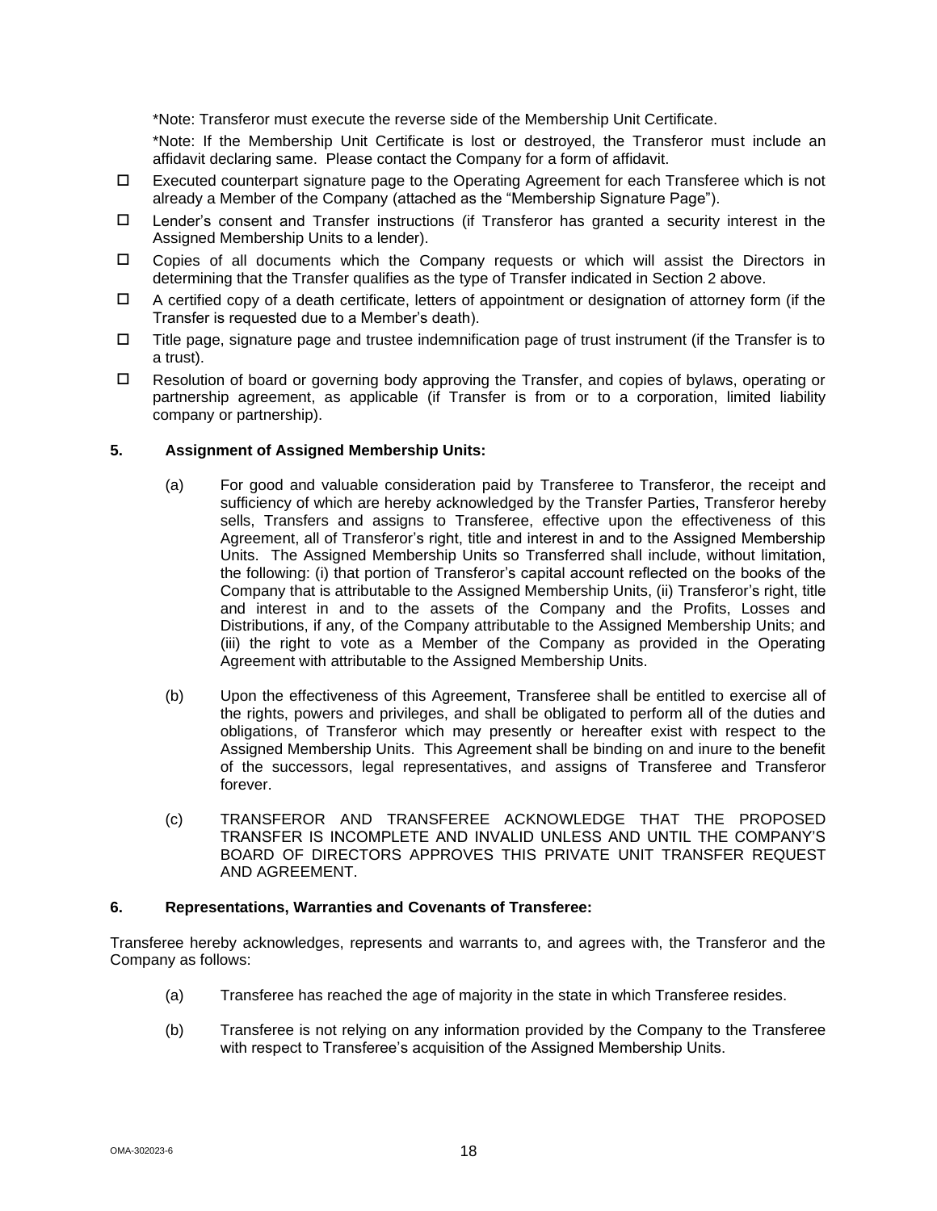*Note: Transferor must execute the reverse side of the Membership Unit Certificate.

*Note: If the Membership Unit Certificate is lost or destroyed, the Transferor must include an affidavit declaring same. Please contact the Company for a form of affidavit.

- ☐ Executed counterpart signature page to the Operating Agreement for each Transferee which is not already a Member of the Company (attached as the "Membership Signature Page").
- ☐ Lender's consent and Transfer instructions (if Transferor has granted a security interest in the Assigned Membership Units to a lender).
- ☐ Copies of all documents which the Company requests or which will assist the Directors in determining that the Transfer qualifies as the type of Transfer indicated in Section 2 above.
- ☐ A certified copy of a death certificate, letters of appointment or designation of attorney form (if the Transfer is requested due to a Member's death).
- ☐ Title page, signature page and trustee indemnification page of trust instrument (if the Transfer is to a trust).
- ☐ Resolution of board or governing body approving the Transfer, and copies of bylaws, operating or partnership agreement, as applicable (if Transfer is from or to a corporation, limited liability company or partnership).

**5. Assignment of Assigned Membership Units:**

(a) For good and valuable consideration paid by Transferee to Transferor, the receipt and sufficiency of which are hereby acknowledged by the Transfer Parties, Transferor hereby sells, Transfers and assigns to Transferee, effective upon the effectiveness of this Agreement, all of Transferor's right, title and interest in and to the Assigned Membership Units. The Assigned Membership Units so Transferred shall include, without limitation, the following: (i) that portion of Transferor's capital account reflected on the books of the Company that is attributable to the Assigned Membership Units, (ii) Transferor's right, title and interest in and to the assets of the Company and the Profits, Losses and Distributions, if any, of the Company attributable to the Assigned Membership Units; and (iii) the right to vote as a Member of the Company as provided in the Operating Agreement with attributable to the Assigned Membership Units.

(b) Upon the effectiveness of this Agreement, Transferee shall be entitled to exercise all of the rights, powers and privileges, and shall be obligated to perform all of the duties and obligations, of Transferor which may presently or hereafter exist with respect to the Assigned Membership Units. This Agreement shall be binding on and inure to the benefit of the successors, legal representatives, and assigns of Transferee and Transferor forever.

(c) TRANSFEROR AND TRANSFEREE ACKNOWLEDGE THAT THE PROPOSED TRANSFER IS INCOMPLETE AND INVALID UNLESS AND UNTIL THE COMPANY'S BOARD OF DIRECTORS APPROVES THIS PRIVATE UNIT TRANSFER REQUEST AND AGREEMENT.

**6. Representations, Warranties and Covenants of Transferee:**

Transferee hereby acknowledges, represents and warrants to, and agrees with, the Transferor and the Company as follows:

(a) Transferee has reached the age of majority in the state in which Transferee resides.

(b) Transferee is not relying on any information provided by the Company to the Transferee with respect to Transferee's acquisition of the Assigned Membership Units.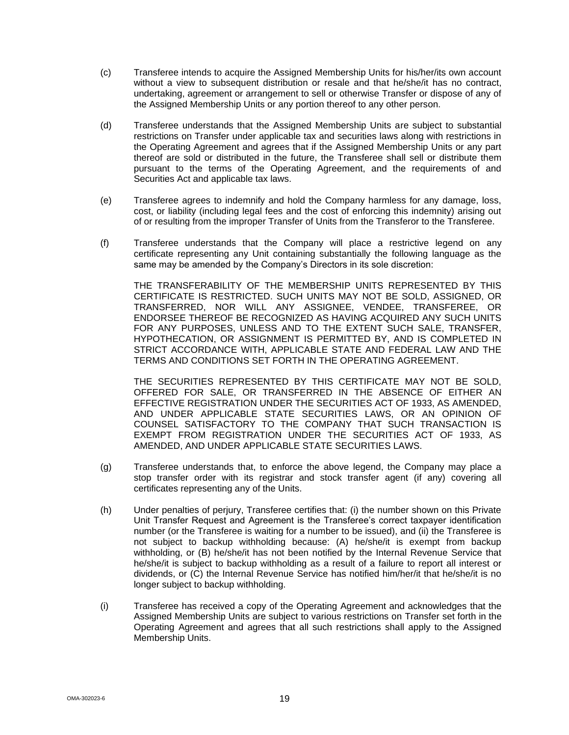(c) Transferee intends to acquire the Assigned Membership Units for his/her/its own account without a view to subsequent distribution or resale and that he/she/it has no contract, undertaking, agreement or arrangement to sell or otherwise Transfer or dispose of any of the Assigned Membership Units or any portion thereof to any other person.

(d) Transferee understands that the Assigned Membership Units are subject to substantial restrictions on Transfer under applicable tax and securities laws along with restrictions in the Operating Agreement and agrees that if the Assigned Membership Units or any part thereof are sold or distributed in the future, the Transferee shall sell or distribute them pursuant to the terms of the Operating Agreement, and the requirements of and Securities Act and applicable tax laws.

(e) Transferee agrees to indemnify and hold the Company harmless for any damage, loss, cost, or liability (including legal fees and the cost of enforcing this indemnity) arising out of or resulting from the improper Transfer of Units from the Transferor to the Transferee.

(f) Transferee understands that the Company will place a restrictive legend on any certificate representing any Unit containing substantially the following language as the same may be amended by the Company's Directors in its sole discretion:

THE TRANSFERABILITY OF THE MEMBERSHIP UNITS REPRESENTED BY THIS CERTIFICATE IS RESTRICTED. SUCH UNITS MAY NOT BE SOLD, ASSIGNED, OR TRANSFERRED, NOR WILL ANY ASSIGNEE, VENDEE, TRANSFEREE, OR ENDORSEE THEREOF BE RECOGNIZED AS HAVING ACQUIRED ANY SUCH UNITS FOR ANY PURPOSES, UNLESS AND TO THE EXTENT SUCH SALE, TRANSFER, HYPOTHECATION, OR ASSIGNMENT IS PERMITTED BY, AND IS COMPLETED IN STRICT ACCORDANCE WITH, APPLICABLE STATE AND FEDERAL LAW AND THE TERMS AND CONDITIONS SET FORTH IN THE OPERATING AGREEMENT.

THE SECURITIES REPRESENTED BY THIS CERTIFICATE MAY NOT BE SOLD, OFFERED FOR SALE, OR TRANSFERRED IN THE ABSENCE OF EITHER AN EFFECTIVE REGISTRATION UNDER THE SECURITIES ACT OF 1933, AS AMENDED, AND UNDER APPLICABLE STATE SECURITIES LAWS, OR AN OPINION OF COUNSEL SATISFACTORY TO THE COMPANY THAT SUCH TRANSACTION IS EXEMPT FROM REGISTRATION UNDER THE SECURITIES ACT OF 1933, AS AMENDED, AND UNDER APPLICABLE STATE SECURITIES LAWS.

(g) Transferee understands that, to enforce the above legend, the Company may place a stop transfer order with its registrar and stock transfer agent (if any) covering all certificates representing any of the Units.

(h) Under penalties of perjury, Transferee certifies that: (i) the number shown on this Private Unit Transfer Request and Agreement is the Transferee's correct taxpayer identification number (or the Transferee is waiting for a number to be issued), and (ii) the Transferee is not subject to backup withholding because: (A) he/she/it is exempt from backup withholding, or (B) he/she/it has not been notified by the Internal Revenue Service that he/she/it is subject to backup withholding as a result of a failure to report all interest or dividends, or (C) the Internal Revenue Service has notified him/her/it that he/she/it is no longer subject to backup withholding.

(i) Transferee has received a copy of the Operating Agreement and acknowledges that the Assigned Membership Units are subject to various restrictions on Transfer set forth in the Operating Agreement and agrees that all such restrictions shall apply to the Assigned Membership Units.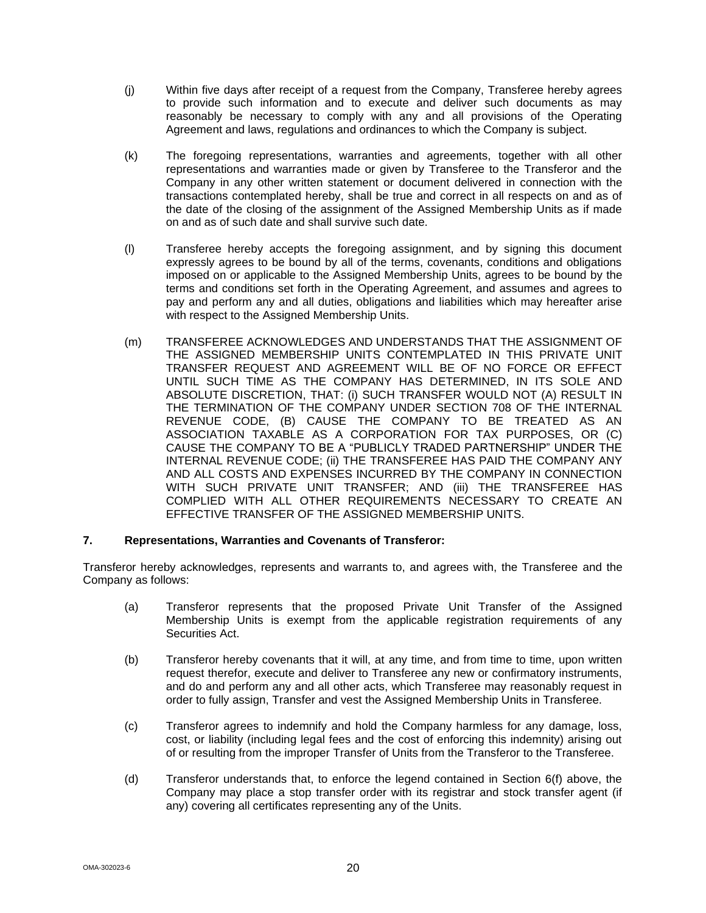(j) Within five days after receipt of a request from the Company, Transferee hereby agrees to provide such information and to execute and deliver such documents as may reasonably be necessary to comply with any and all provisions of the Operating Agreement and laws, regulations and ordinances to which the Company is subject.

(k) The foregoing representations, warranties and agreements, together with all other representations and warranties made or given by Transferee to the Transferor and the Company in any other written statement or document delivered in connection with the transactions contemplated hereby, shall be true and correct in all respects on and as of the date of the closing of the assignment of the Assigned Membership Units as if made on and as of such date and shall survive such date.

(l) Transferee hereby accepts the foregoing assignment, and by signing this document expressly agrees to be bound by all of the terms, covenants, conditions and obligations imposed on or applicable to the Assigned Membership Units, agrees to be bound by the terms and conditions set forth in the Operating Agreement, and assumes and agrees to pay and perform any and all duties, obligations and liabilities which may hereafter arise with respect to the Assigned Membership Units.

(m) TRANSFEREE ACKNOWLEDGES AND UNDERSTANDS THAT THE ASSIGNMENT OF THE ASSIGNED MEMBERSHIP UNITS CONTEMPLATED IN THIS PRIVATE UNIT TRANSFER REQUEST AND AGREEMENT WILL BE OF NO FORCE OR EFFECT UNTIL SUCH TIME AS THE COMPANY HAS DETERMINED, IN ITS SOLE AND ABSOLUTE DISCRETION, THAT: (i) SUCH TRANSFER WOULD NOT (A) RESULT IN THE TERMINATION OF THE COMPANY UNDER SECTION 708 OF THE INTERNAL REVENUE CODE, (B) CAUSE THE COMPANY TO BE TREATED AS AN ASSOCIATION TAXABLE AS A CORPORATION FOR TAX PURPOSES, OR (C) CAUSE THE COMPANY TO BE A "PUBLICLY TRADED PARTNERSHIP" UNDER THE INTERNAL REVENUE CODE; (ii) THE TRANSFEREE HAS PAID THE COMPANY ANY AND ALL COSTS AND EXPENSES INCURRED BY THE COMPANY IN CONNECTION WITH SUCH PRIVATE UNIT TRANSFER; AND (iii) THE TRANSFEREE HAS COMPLIED WITH ALL OTHER REQUIREMENTS NECESSARY TO CREATE AN EFFECTIVE TRANSFER OF THE ASSIGNED MEMBERSHIP UNITS.

**7. Representations, Warranties and Covenants of Transferor:**

Transferor hereby acknowledges, represents and warrants to, and agrees with, the Transferee and the Company as follows:

(a) Transferor represents that the proposed Private Unit Transfer of the Assigned Membership Units is exempt from the applicable registration requirements of any Securities Act.

(b) Transferor hereby covenants that it will, at any time, and from time to time, upon written request therefor, execute and deliver to Transferee any new or confirmatory instruments, and do and perform any and all other acts, which Transferee may reasonably request in order to fully assign, Transfer and vest the Assigned Membership Units in Transferee.

(c) Transferor agrees to indemnify and hold the Company harmless for any damage, loss, cost, or liability (including legal fees and the cost of enforcing this indemnity) arising out of or resulting from the improper Transfer of Units from the Transferor to the Transferee.

(d) Transferor understands that, to enforce the legend contained in Section 6(f) above, the Company may place a stop transfer order with its registrar and stock transfer agent (if any) covering all certificates representing any of the Units.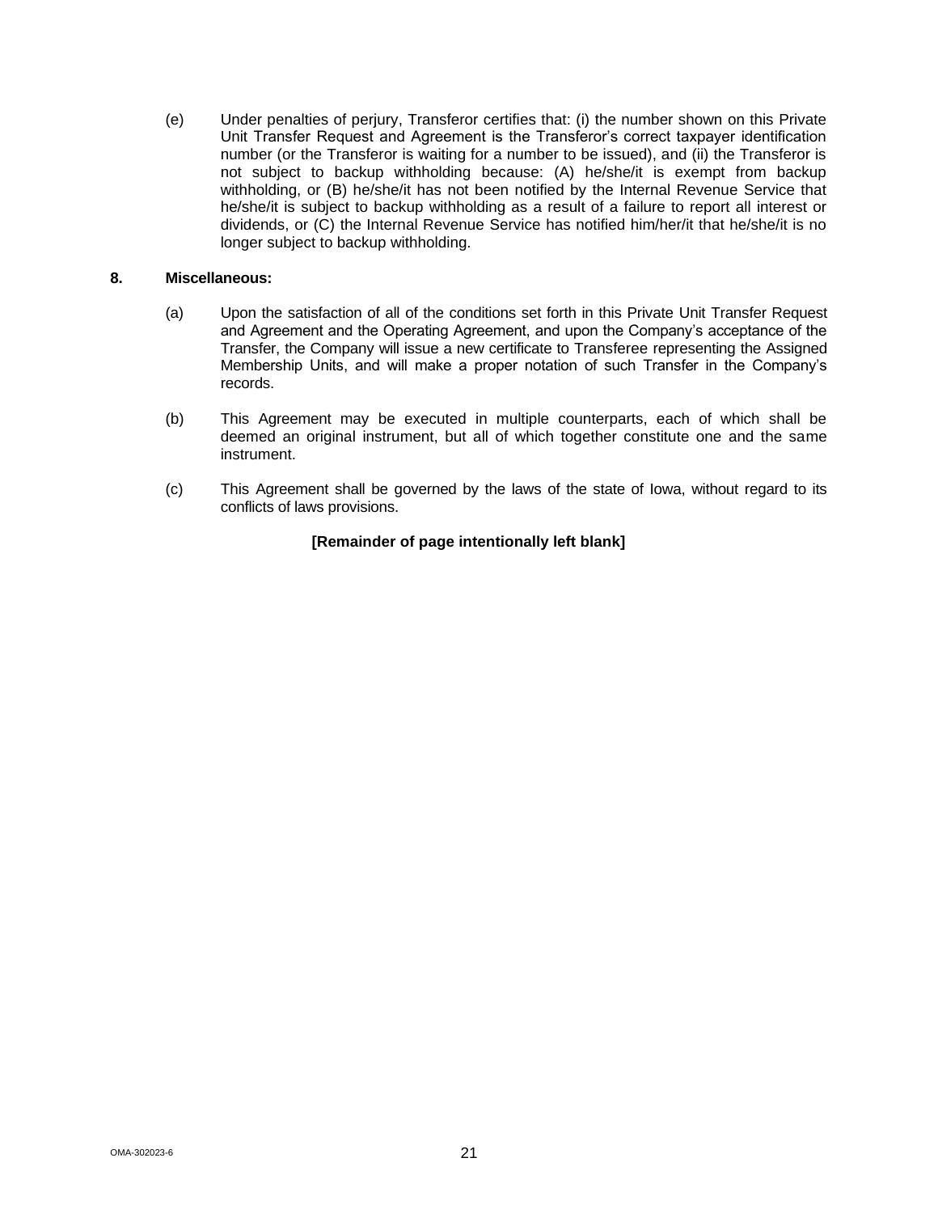(e) Under penalties of perjury, Transferor certifies that: (i) the number shown on this Private Unit Transfer Request and Agreement is the Transferor's correct taxpayer identification number (or the Transferor is waiting for a number to be issued), and (ii) the Transferor is not subject to backup withholding because: (A) he/she/it is exempt from backup withholding, or (B) he/she/it has not been notified by the Internal Revenue Service that he/she/it is subject to backup withholding as a result of a failure to report all interest or dividends, or (C) the Internal Revenue Service has notified him/her/it that he/she/it is no longer subject to backup withholding.

**8. Miscellaneous:**

(a) Upon the satisfaction of all of the conditions set forth in this Private Unit Transfer Request and Agreement and the Operating Agreement, and upon the Company's acceptance of the Transfer, the Company will issue a new certificate to Transferee representing the Assigned Membership Units, and will make a proper notation of such Transfer in the Company's records.

(b) This Agreement may be executed in multiple counterparts, each of which shall be deemed an original instrument, but all of which together constitute one and the same instrument.

(c) This Agreement shall be governed by the laws of the state of Iowa, without regard to its conflicts of laws provisions.

**[Remainder of page intentionally left blank]**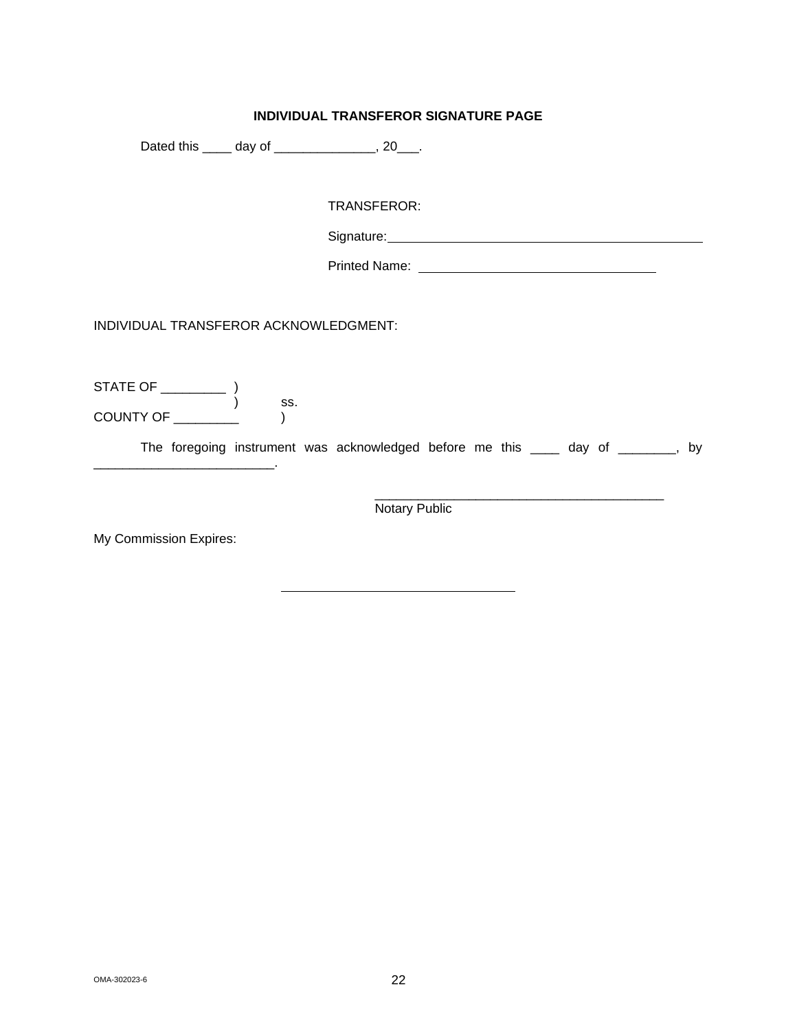**INDIVIDUAL TRANSFEROR SIGNATURE PAGE**

Dated this ____ day of ______________, 20___.

TRANSFEROR:

Signature: ______________________________________________

Printed Name: __________________________________

INDIVIDUAL TRANSFEROR ACKNOWLEDGMENT:

STATE OF _________ )
) ss.
COUNTY OF _________ )

The foregoing instrument was acknowledged before me this ____ day of ________, by _________________________.

__________________________________________
Notary Public

My Commission Expires:

__________________________________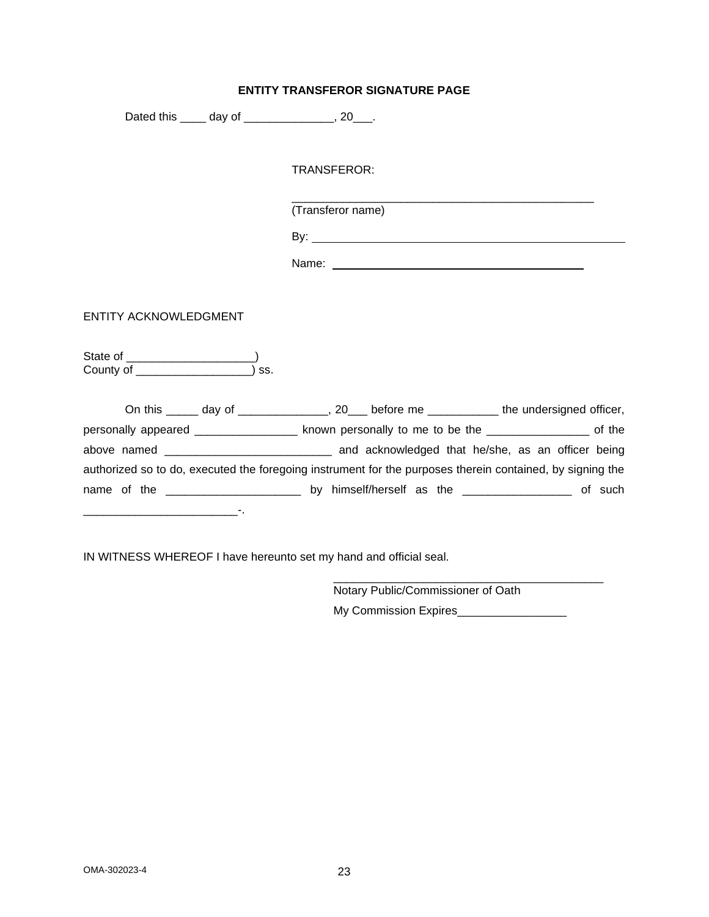**ENTITY TRANSFEROR SIGNATURE PAGE**

Dated this ____ day of ______________, 20___.

TRANSFEROR:

_________________________________________________
(Transferor name)

By: _________________________________________________

Name: ________________________________________

ENTITY ACKNOWLEDGMENT

State of ____________________)
County of __________________) ss.

On this _____ day of ______________, 20___ before me ___________ the undersigned officer, personally appeared ________________ known personally to me to be the ________________ of the above named __________________________ and acknowledged that he/she, as an officer being authorized so to do, executed the foregoing instrument for the purposes therein contained, by signing the name of the _____________________ by himself/herself as the _________________ of such ________________________-.

IN WITNESS WHEREOF I have hereunto set my hand and official seal.

__________________________________________
Notary Public/Commissioner of Oath
My Commission Expires_________________

OMA-302023-4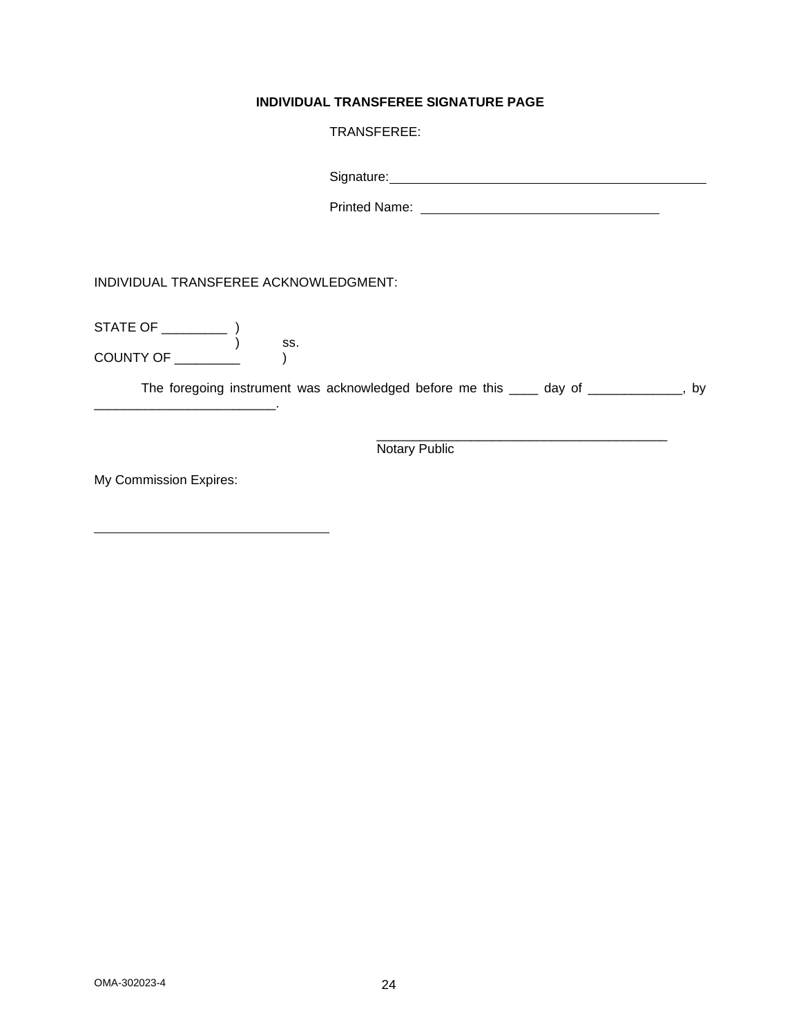**INDIVIDUAL TRANSFEREE SIGNATURE PAGE**

TRANSFEREE:

Signature: ____________________________________________

Printed Name: _________________________________

INDIVIDUAL TRANSFEREE ACKNOWLEDGMENT:

STATE OF _________ )
) ss.
COUNTY OF _________ )

The foregoing instrument was acknowledged before me this ____ day of _____________, by _________________________.

________________________________________
Notary Public

My Commission Expires:

________________________________

OMA-302023-4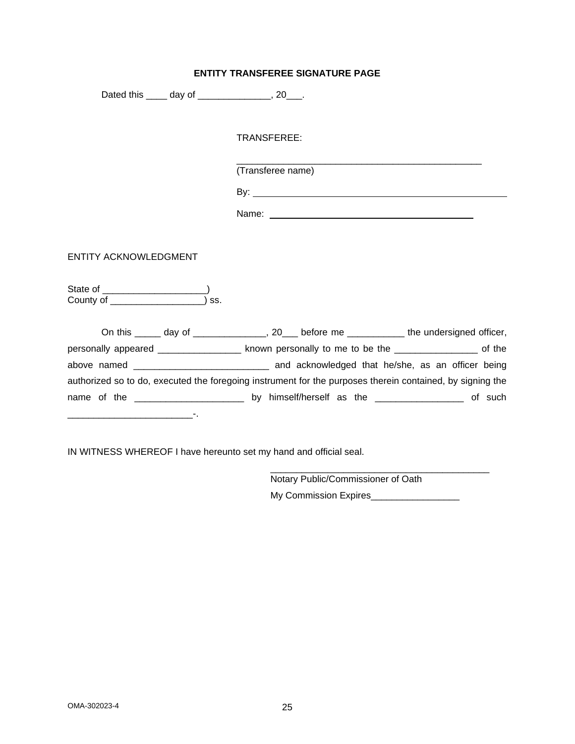**ENTITY TRANSFEREE SIGNATURE PAGE**

Dated this ____ day of ______________, 20___.

TRANSFEREE:

_________________________________________________
(Transferee name)

By: ______________________________________________

Name: ________________________________________

ENTITY ACKNOWLEDGMENT

State of ____________________)
County of __________________) ss.

On this _____ day of ______________, 20___ before me ___________ the undersigned officer, personally appeared ________________ known personally to me to be the ________________ of the above named __________________________ and acknowledged that he/she, as an officer being authorized so to do, executed the foregoing instrument for the purposes therein contained, by signing the name of the _____________________ by himself/herself as the _________________ of such ________________________-.

IN WITNESS WHEREOF I have hereunto set my hand and official seal.

___________________________________________
Notary Public/Commissioner of Oath
My Commission Expires_________________

OMA-302023-4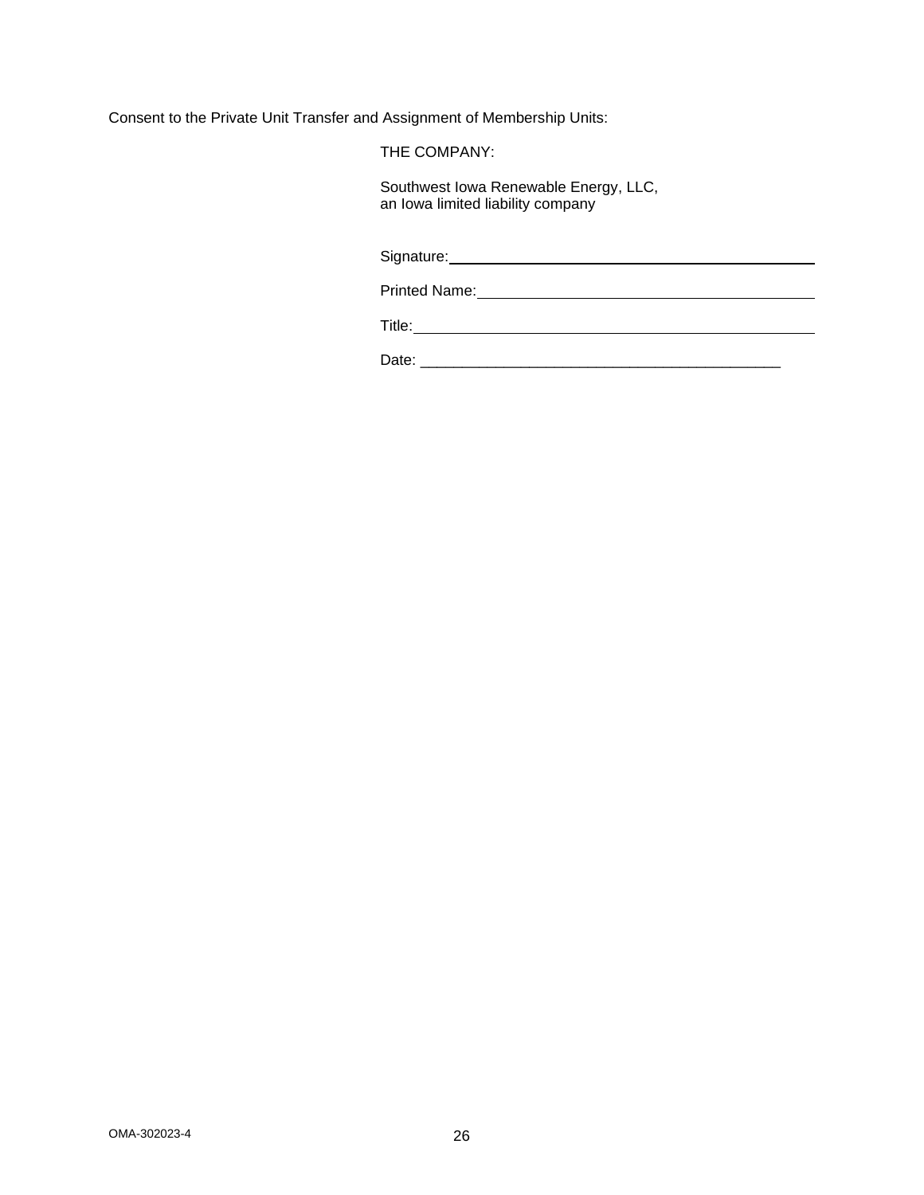Consent to the Private Unit Transfer and Assignment of Membership Units:

THE COMPANY:

Southwest Iowa Renewable Energy, LLC,
an Iowa limited liability company

Signature: \_\_\_\_\_\_\_\_\_\_\_\_\_\_\_\_\_\_\_\_\_\_\_\_\_\_\_\_\_\_\_\_\_\_\_\_\_\_\_\_\_\_\_\_

Printed Name: \_\_\_\_\_\_\_\_\_\_\_\_\_\_\_\_\_\_\_\_\_\_\_\_\_\_\_\_\_\_\_\_\_\_\_\_\_\_\_\_

Title: \_\_\_\_\_\_\_\_\_\_\_\_\_\_\_\_\_\_\_\_\_\_\_\_\_\_\_\_\_\_\_\_\_\_\_\_\_\_\_\_\_\_\_\_\_\_\_\_

Date: \_\_\_\_\_\_\_\_\_\_\_\_\_\_\_\_\_\_\_\_\_\_\_\_\_\_\_\_\_\_\_\_\_\_\_\_\_\_\_\_\_\_\_\_

OMA-302023-4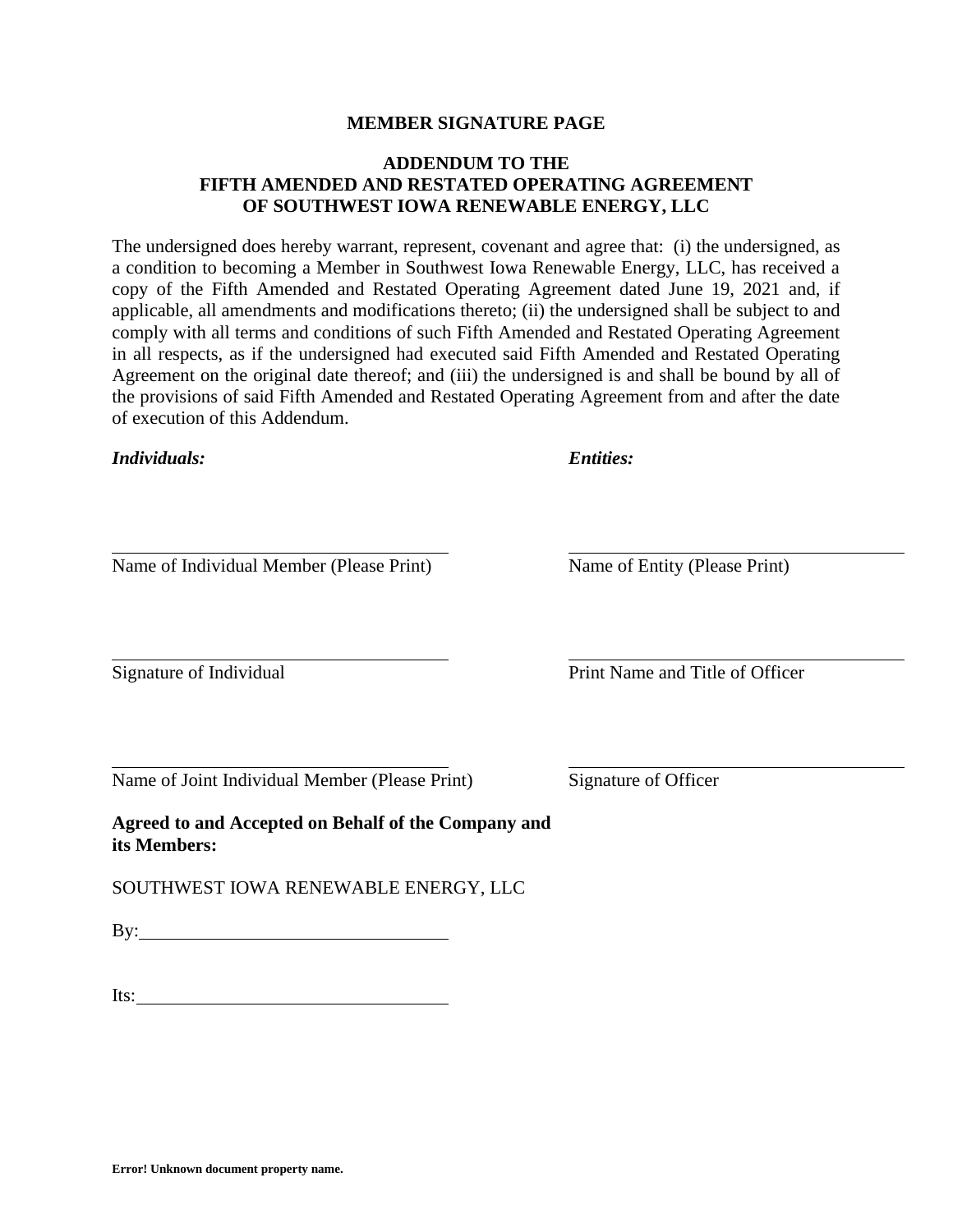**MEMBER SIGNATURE PAGE**

**ADDENDUM TO THE**
**FIFTH AMENDED AND RESTATED OPERATING AGREEMENT**
**OF SOUTHWEST IOWA RENEWABLE ENERGY, LLC**

The undersigned does hereby warrant, represent, covenant and agree that: (i) the undersigned, as a condition to becoming a Member in Southwest Iowa Renewable Energy, LLC, has received a copy of the Fifth Amended and Restated Operating Agreement dated June 19, 2021 and, if applicable, all amendments and modifications thereto; (ii) the undersigned shall be subject to and comply with all terms and conditions of such Fifth Amended and Restated Operating Agreement in all respects, as if the undersigned had executed said Fifth Amended and Restated Operating Agreement on the original date thereof; and (iii) the undersigned is and shall be bound by all of the provisions of said Fifth Amended and Restated Operating Agreement from and after the date of execution of this Addendum.

***Individuals:***

\_\_\_\_\_\_\_\_\_\_\_\_\_\_\_\_\_\_\_\_\_\_\_\_\_\_\_\_\_\_\_\_\_\_\_\_
Name of Individual Member (Please Print)

\_\_\_\_\_\_\_\_\_\_\_\_\_\_\_\_\_\_\_\_\_\_\_\_\_\_\_\_\_\_\_\_\_\_\_\_
Signature of Individual

\_\_\_\_\_\_\_\_\_\_\_\_\_\_\_\_\_\_\_\_\_\_\_\_\_\_\_\_\_\_\_\_\_\_\_\_
Name of Joint Individual Member (Please Print)

***Entities:***

\_\_\_\_\_\_\_\_\_\_\_\_\_\_\_\_\_\_\_\_\_\_\_\_\_\_\_\_\_\_\_\_\_\_\_\_
Name of Entity (Please Print)

\_\_\_\_\_\_\_\_\_\_\_\_\_\_\_\_\_\_\_\_\_\_\_\_\_\_\_\_\_\_\_\_\_\_\_\_
Print Name and Title of Officer

\_\_\_\_\_\_\_\_\_\_\_\_\_\_\_\_\_\_\_\_\_\_\_\_\_\_\_\_\_\_\_\_\_\_\_\_
Signature of Officer

**Agreed to and Accepted on Behalf of the Company and its Members:**

SOUTHWEST IOWA RENEWABLE ENERGY, LLC

By:\_\_\_\_\_\_\_\_\_\_\_\_\_\_\_\_\_\_\_\_\_\_\_\_\_\_\_\_\_\_\_\_

Its:\_\_\_\_\_\_\_\_\_\_\_\_\_\_\_\_\_\_\_\_\_\_\_\_\_\_\_\_\_\_\_\_

**Error! Unknown document property name.**